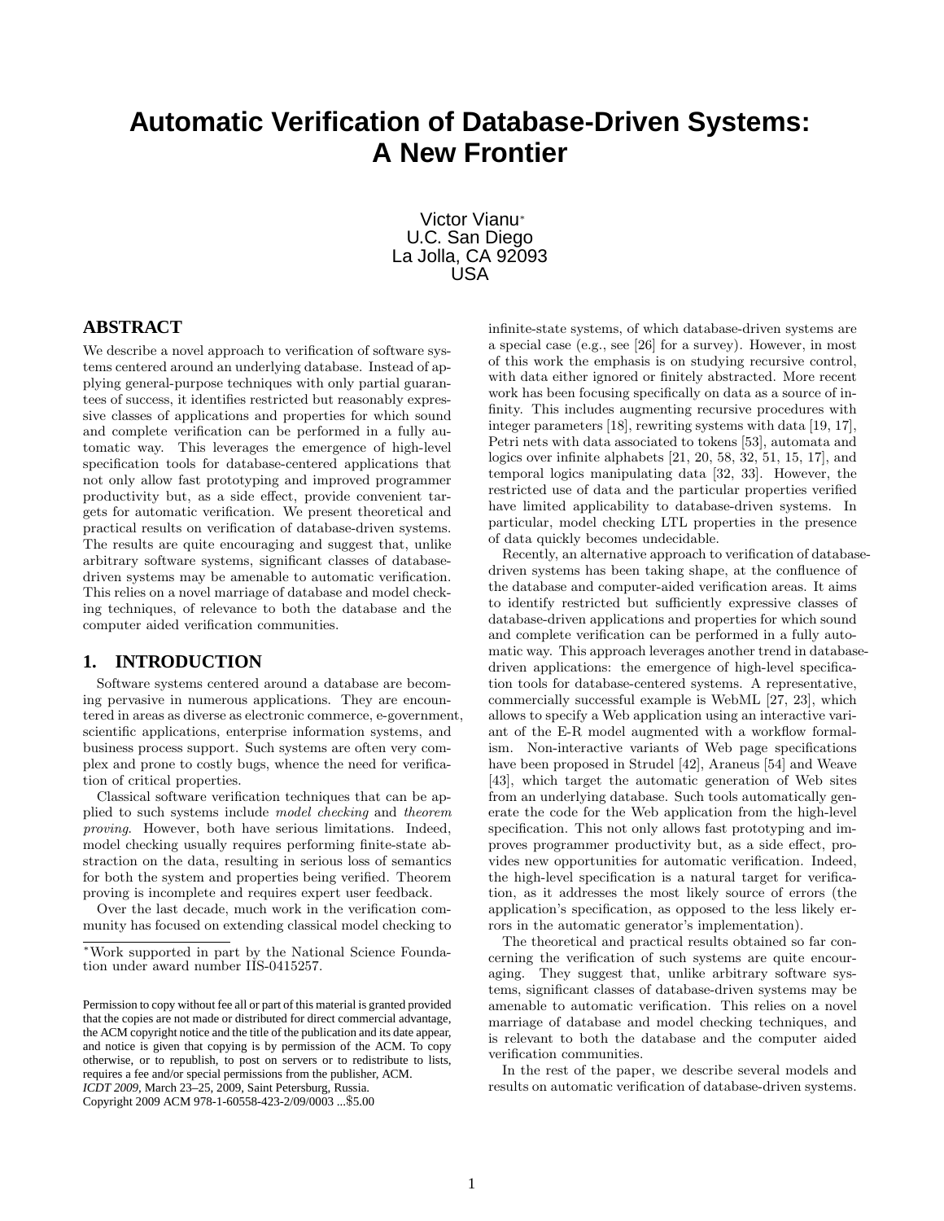# Automatic Verification of Database-Driven Systems: A New Frontier

Victor Vianu*
U.C. San Diego
La Jolla, CA 92093
USA

## ABSTRACT

We describe a novel approach to verification of software systems centered around an underlying database. Instead of applying general-purpose techniques with only partial guarantees of success, it identifies restricted but reasonably expressive classes of applications and properties for which sound and complete verification can be performed in a fully automatic way. This leverages the emergence of high-level specification tools for database-centered applications that not only allow fast prototyping and improved programmer productivity but, as a side effect, provide convenient targets for automatic verification. We present theoretical and practical results on verification of database-driven systems. The results are quite encouraging and suggest that, unlike arbitrary software systems, significant classes of database-driven systems may be amenable to automatic verification. This relies on a novel marriage of database and model checking techniques, of relevance to both the database and the computer aided verification communities.

## 1. INTRODUCTION

Software systems centered around a database are becoming pervasive in numerous applications. They are encountered in areas as diverse as electronic commerce, e-government, scientific applications, enterprise information systems, and business process support. Such systems are often very complex and prone to costly bugs, whence the need for verification of critical properties.

Classical software verification techniques that can be applied to such systems include *model checking* and *theorem proving*. However, both have serious limitations. Indeed, model checking usually requires performing finite-state abstraction on the data, resulting in serious loss of semantics for both the system and properties being verified. Theorem proving is incomplete and requires expert user feedback.

Over the last decade, much work in the verification community has focused on extending classical model checking to infinite-state systems, of which database-driven systems are a special case (e.g., see [26] for a survey). However, in most of this work the emphasis is on studying recursive control, with data either ignored or finitely abstracted. More recent work has been focusing specifically on data as a source of infinity. This includes augmenting recursive procedures with integer parameters [18], rewriting systems with data [19, 17], Petri nets with data associated to tokens [53], automata and logics over infinite alphabets [21, 20, 58, 32, 51, 15, 17], and temporal logics manipulating data [32, 33]. However, the restricted use of data and the particular properties verified have limited applicability to database-driven systems. In particular, model checking LTL properties in the presence of data quickly becomes undecidable.

Recently, an alternative approach to verification of database-driven systems has been taking shape, at the confluence of the database and computer-aided verification areas. It aims to identify restricted but sufficiently expressive classes of database-driven applications and properties for which sound and complete verification can be performed in a fully automatic way. This approach leverages another trend in database-driven applications: the emergence of high-level specification tools for database-centered systems. A representative, commercially successful example is WebML [27, 23], which allows to specify a Web application using an interactive variant of the E-R model augmented with a workflow formalism. Non-interactive variants of Web page specifications have been proposed in Strudel [42], Araneus [54] and Weave [43], which target the automatic generation of Web sites from an underlying database. Such tools automatically generate the code for the Web application from the high-level specification. This not only allows fast prototyping and improves programmer productivity but, as a side effect, provides new opportunities for automatic verification. Indeed, the high-level specification is a natural target for verification, as it addresses the most likely source of errors (the application's specification, as opposed to the less likely errors in the automatic generator's implementation).

The theoretical and practical results obtained so far concerning the verification of such systems are quite encouraging. They suggest that, unlike arbitrary software systems, significant classes of database-driven systems may be amenable to automatic verification. This relies on a novel marriage of database and model checking techniques, and is relevant to both the database and the computer aided verification communities.

In the rest of the paper, we describe several models and results on automatic verification of database-driven systems.

*Work supported in part by the National Science Foundation under award number IIS-0415257.

Permission to copy without fee all or part of this material is granted provided that the copies are not made or distributed for direct commercial advantage, the ACM copyright notice and the title of the publication and its date appear, and notice is given that copying is by permission of the ACM. To copy otherwise, or to republish, to post on servers or to redistribute to lists, requires a fee and/or special permissions from the publisher, ACM.
*ICDT 2009*, March 23–25, 2009, Saint Petersburg, Russia.
Copyright 2009 ACM 978-1-60558-423-2/09/0003 ...$5.00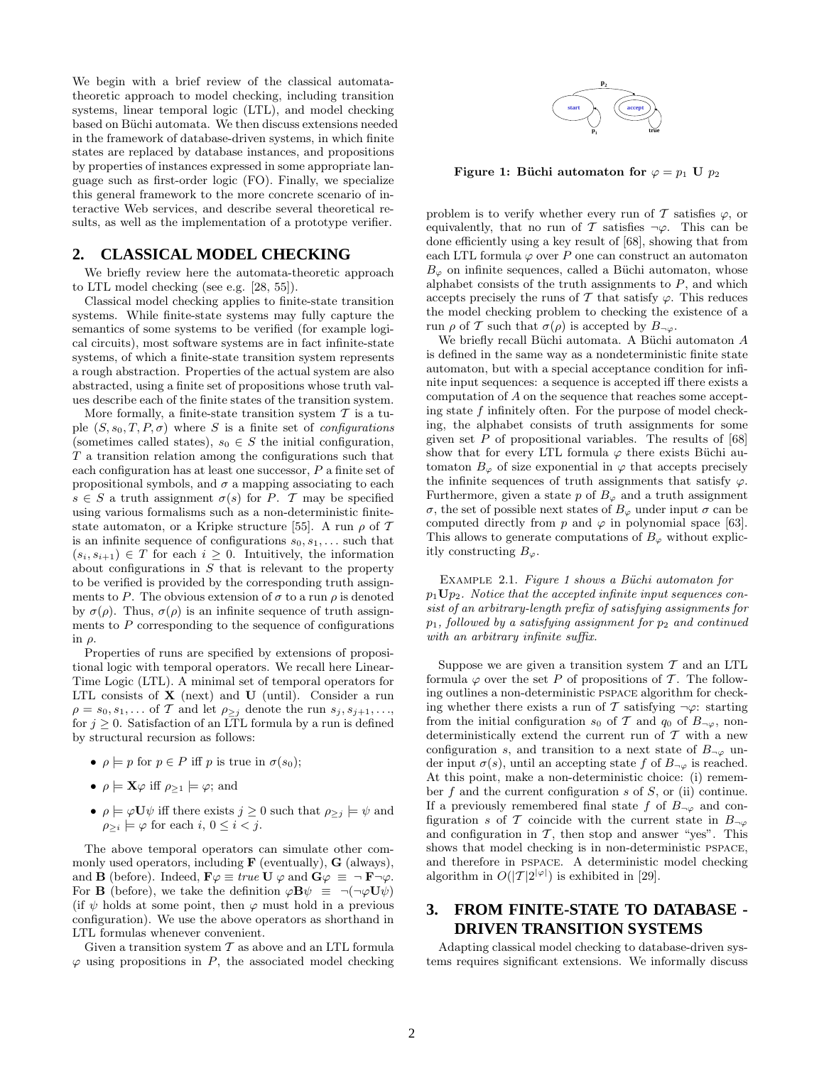We begin with a brief review of the classical automata-theoretic approach to model checking, including transition systems, linear temporal logic (LTL), and model checking based on Büchi automata. We then discuss extensions needed in the framework of database-driven systems, in which finite states are replaced by database instances, and propositions by properties of instances expressed in some appropriate language such as first-order logic (FO). Finally, we specialize this general framework to the more concrete scenario of interactive Web services, and describe several theoretical results, as well as the implementation of a prototype verifier.

## 2. CLASSICAL MODEL CHECKING

We briefly review here the automata-theoretic approach to LTL model checking (see e.g. [28, 55]).

Classical model checking applies to finite-state transition systems. While finite-state systems may fully capture the semantics of some systems to be verified (for example logical circuits), most software systems are in fact infinite-state systems, of which a finite-state transition system represents a rough abstraction. Properties of the actual system are also abstracted, using a finite set of propositions whose truth values describe each of the finite states of the transition system.

More formally, a finite-state transition system $\mathcal{T}$ is a tuple $(S, s_0, T, P, \sigma)$ where $S$ is a finite set of *configurations* (sometimes called states), $s_0 \in S$ the initial configuration, $T$ a transition relation among the configurations such that each configuration has at least one successor, $P$ a finite set of propositional symbols, and $\sigma$ a mapping associating to each $s \in S$ a truth assignment $\sigma(s)$ for $P$. $\mathcal{T}$ may be specified using various formalisms such as a non-deterministic finite-state automaton, or a Kripke structure [55]. A run $\rho$ of $\mathcal{T}$ is an infinite sequence of configurations $s_0, s_1, \ldots$ such that $(s_i, s_{i+1}) \in T$ for each $i \geq 0$. Intuitively, the information about configurations in $S$ that is relevant to the property to be verified is provided by the corresponding truth assignments to $P$. The obvious extension of $\sigma$ to a run $\rho$ is denoted by $\sigma(\rho)$. Thus, $\sigma(\rho)$ is an infinite sequence of truth assignments to $P$ corresponding to the sequence of configurations in $\rho$.

Properties of runs are specified by extensions of propositional logic with temporal operators. We recall here Linear-Time Logic (LTL). A minimal set of temporal operators for LTL consists of $\mathbf{X}$ (next) and $\mathbf{U}$ (until). Consider a run $\rho = s_0, s_1, \ldots$ of $\mathcal{T}$ and let $\rho_{\geq j}$ denote the run $s_j, s_{j+1}, \ldots$, for $j \geq 0$. Satisfaction of an LTL formula by a run is defined by structural recursion as follows:

- $\rho \models p$ for $p \in P$ iff $p$ is true in $\sigma(s_0)$;
- $\rho \models \mathbf{X}\varphi$ iff $\rho_{\geq 1} \models \varphi$; and
- $\rho \models \varphi \mathbf{U} \psi$ iff there exists $j \geq 0$ such that $\rho_{\geq j} \models \psi$ and $\rho_{\geq i} \models \varphi$ for each $i$, $0 \leq i < j$.

The above temporal operators can simulate other commonly used operators, including $\mathbf{F}$ (eventually), $\mathbf{G}$ (always), and $\mathbf{B}$ (before). Indeed, $\mathbf{F}\varphi \equiv \mathit{true}\ \mathbf{U}\ \varphi$ and $\mathbf{G}\varphi \equiv \neg\mathbf{F}\neg\varphi$. For $\mathbf{B}$ (before), we take the definition $\varphi\mathbf{B}\psi \equiv \neg(\neg\varphi\mathbf{U}\psi)$ (if $\psi$ holds at some point, then $\varphi$ must hold in a previous configuration). We use the above operators as shorthand in LTL formulas whenever convenient.

Given a transition system $\mathcal{T}$ as above and an LTL formula $\varphi$ using propositions in $P$, the associated model checking problem is to verify whether every run of $\mathcal{T}$ satisfies $\varphi$, or equivalently, that no run of $\mathcal{T}$ satisfies $\neg\varphi$. This can be done efficiently using a key result of [68], showing that from each LTL formula $\varphi$ over $P$ one can construct an automaton $B_\varphi$ on infinite sequences, called a Büchi automaton, whose alphabet consists of the truth assignments to $P$, and which accepts precisely the runs of $\mathcal{T}$ that satisfy $\varphi$. This reduces the model checking problem to checking the existence of a run $\rho$ of $\mathcal{T}$ such that $\sigma(\rho)$ is accepted by $B_{\neg\varphi}$.

**Figure 1: Büchi automaton for $\varphi = p_1\ \mathbf{U}\ p_2$**

We briefly recall Büchi automata. A Büchi automaton $A$ is defined in the same way as a nondeterministic finite state automaton, but with a special acceptance condition for infinite input sequences: a sequence is accepted iff there exists a computation of $A$ on the sequence that reaches some accepting state $f$ infinitely often. For the purpose of model checking, the alphabet consists of truth assignments for some given set $P$ of propositional variables. The results of [68] show that for every LTL formula $\varphi$ there exists Büchi automaton $B_\varphi$ of size exponential in $\varphi$ that accepts precisely the infinite sequences of truth assignments that satisfy $\varphi$. Furthermore, given a state $p$ of $B_\varphi$ and a truth assignment $\sigma$, the set of possible next states of $B_\varphi$ under input $\sigma$ can be computed directly from $p$ and $\varphi$ in polynomial space [63]. This allows to generate computations of $B_\varphi$ without explicitly constructing $B_\varphi$.

EXAMPLE 2.1. *Figure 1 shows a Büchi automaton for $p_1\mathbf{U}p_2$. Notice that the accepted infinite input sequences consist of an arbitrary-length prefix of satisfying assignments for $p_1$, followed by a satisfying assignment for $p_2$ and continued with an arbitrary infinite suffix.*

Suppose we are given a transition system $\mathcal{T}$ and an LTL formula $\varphi$ over the set $P$ of propositions of $\mathcal{T}$. The following outlines a non-deterministic PSPACE algorithm for checking whether there exists a run of $\mathcal{T}$ satisfying $\neg\varphi$: starting from the initial configuration $s_0$ of $\mathcal{T}$ and $q_0$ of $B_{\neg\varphi}$, non-deterministically extend the current run of $\mathcal{T}$ with a new configuration $s$, and transition to a next state of $B_{\neg\varphi}$ under input $\sigma(s)$, until an accepting state $f$ of $B_{\neg\varphi}$ is reached. At this point, make a non-deterministic choice: (i) remember $f$ and the current configuration $s$ of $S$, or (ii) continue. If a previously remembered final state $f$ of $B_{\neg\varphi}$ and configuration $s$ of $\mathcal{T}$ coincide with the current state in $B_{\neg\varphi}$ and configuration in $\mathcal{T}$, then stop and answer "yes". This shows that model checking is in non-deterministic PSPACE, and therefore in PSPACE. A deterministic model checking algorithm in $O(|\mathcal{T}|2^{|\varphi|})$ is exhibited in [29].

## 3. FROM FINITE-STATE TO DATABASE-DRIVEN TRANSITION SYSTEMS

Adapting classical model checking to database-driven systems requires significant extensions. We informally discuss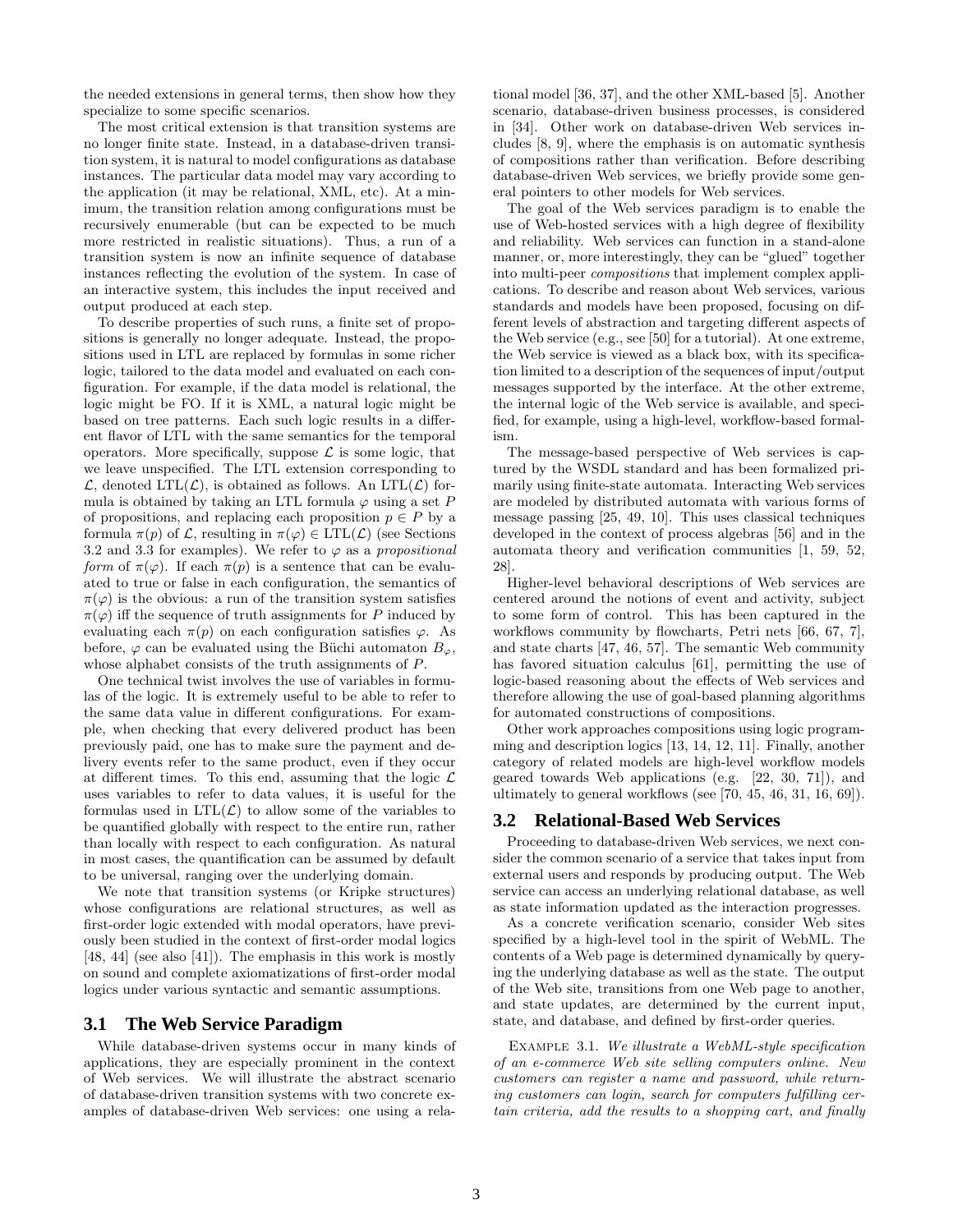the needed extensions in general terms, then show how they specialize to some specific scenarios.

The most critical extension is that transition systems are no longer finite state. Instead, in a database-driven transition system, it is natural to model configurations as database instances. The particular data model may vary according to the application (it may be relational, XML, etc). At a minimum, the transition relation among configurations must be recursively enumerable (but can be expected to be much more restricted in realistic situations). Thus, a run of a transition system is now an infinite sequence of database instances reflecting the evolution of the system. In case of an interactive system, this includes the input received and output produced at each step.

To describe properties of such runs, a finite set of propositions is generally no longer adequate. Instead, the propositions used in LTL are replaced by formulas in some richer logic, tailored to the data model and evaluated on each configuration. For example, if the data model is relational, the logic might be FO. If it is XML, a natural logic might be based on tree patterns. Each such logic results in a different flavor of LTL with the same semantics for the temporal operators. More specifically, suppose $\mathcal{L}$ is some logic, that we leave unspecified. The LTL extension corresponding to $\mathcal{L}$, denoted LTL($\mathcal{L}$), is obtained as follows. An LTL($\mathcal{L}$) formula is obtained by taking an LTL formula $\varphi$ using a set $P$ of propositions, and replacing each proposition $p \in P$ by a formula $\pi(p)$ of $\mathcal{L}$, resulting in $\pi(\varphi) \in$ LTL($\mathcal{L}$) (see Sections 3.2 and 3.3 for examples). We refer to $\varphi$ as a *propositional form* of $\pi(\varphi)$. If each $\pi(p)$ is a sentence that can be evaluated to true or false in each configuration, the semantics of $\pi(\varphi)$ is the obvious: a run of the transition system satisfies $\pi(\varphi)$ iff the sequence of truth assignments for $P$ induced by evaluating each $\pi(p)$ on each configuration satisfies $\varphi$. As before, $\varphi$ can be evaluated using the Büchi automaton $B_\varphi$, whose alphabet consists of the truth assignments of $P$.

One technical twist involves the use of variables in formulas of the logic. It is extremely useful to be able to refer to the same data value in different configurations. For example, when checking that every delivered product has been previously paid, one has to make sure the payment and delivery events refer to the same product, even if they occur at different times. To this end, assuming that the logic $\mathcal{L}$ uses variables to refer to data values, it is useful for the formulas used in LTL($\mathcal{L}$) to allow some of the variables to be quantified globally with respect to the entire run, rather than locally with respect to each configuration. As natural in most cases, the quantification can be assumed by default to be universal, ranging over the underlying domain.

We note that transition systems (or Kripke structures) whose configurations are relational structures, as well as first-order logic extended with modal operators, have previously been studied in the context of first-order modal logics [48, 44] (see also [41]). The emphasis in this work is mostly on sound and complete axiomatizations of first-order modal logics under various syntactic and semantic assumptions.

## 3.1 The Web Service Paradigm

While database-driven systems occur in many kinds of applications, they are especially prominent in the context of Web services. We will illustrate the abstract scenario of database-driven transition systems with two concrete examples of database-driven Web services: one using a relational model [36, 37], and the other XML-based [5]. Another scenario, database-driven business processes, is considered in [34]. Other work on database-driven Web services includes [8, 9], where the emphasis is on automatic synthesis of compositions rather than verification. Before describing database-driven Web services, we briefly provide some general pointers to other models for Web services.

The goal of the Web services paradigm is to enable the use of Web-hosted services with a high degree of flexibility and reliability. Web services can function in a stand-alone manner, or, more interestingly, they can be "glued" together into multi-peer *compositions* that implement complex applications. To describe and reason about Web services, various standards and models have been proposed, focusing on different levels of abstraction and targeting different aspects of the Web service (e.g., see [50] for a tutorial). At one extreme, the Web service is viewed as a black box, with its specification limited to a description of the sequences of input/output messages supported by the interface. At the other extreme, the internal logic of the Web service is available, and specified, for example, using a high-level, workflow-based formalism.

The message-based perspective of Web services is captured by the WSDL standard and has been formalized primarily using finite-state automata. Interacting Web services are modeled by distributed automata with various forms of message passing [25, 49, 10]. This uses classical techniques developed in the context of process algebras [56] and in the automata theory and verification communities [1, 59, 52, 28].

Higher-level behavioral descriptions of Web services are centered around the notions of event and activity, subject to some form of control. This has been captured in the workflows community by flowcharts, Petri nets [66, 67, 7], and state charts [47, 46, 57]. The semantic Web community has favored situation calculus [61], permitting the use of logic-based reasoning about the effects of Web services and therefore allowing the use of goal-based planning algorithms for automated constructions of compositions.

Other work approaches compositions using logic programming and description logics [13, 14, 12, 11]. Finally, another category of related models are high-level workflow models geared towards Web applications (e.g. [22, 30, 71]), and ultimately to general workflows (see [70, 45, 46, 31, 16, 69]).

## 3.2 Relational-Based Web Services

Proceeding to database-driven Web services, we next consider the common scenario of a service that takes input from external users and responds by producing output. The Web service can access an underlying relational database, as well as state information updated as the interaction progresses.

As a concrete verification scenario, consider Web sites specified by a high-level tool in the spirit of WebML. The contents of a Web page is determined dynamically by querying the underlying database as well as the state. The output of the Web site, transitions from one Web page to another, and state updates, are determined by the current input, state, and database, and defined by first-order queries.

Example 3.1. *We illustrate a WebML-style specification of an e-commerce Web site selling computers online. New customers can register a name and password, while returning customers can login, search for computers fulfilling certain criteria, add the results to a shopping cart, and finally*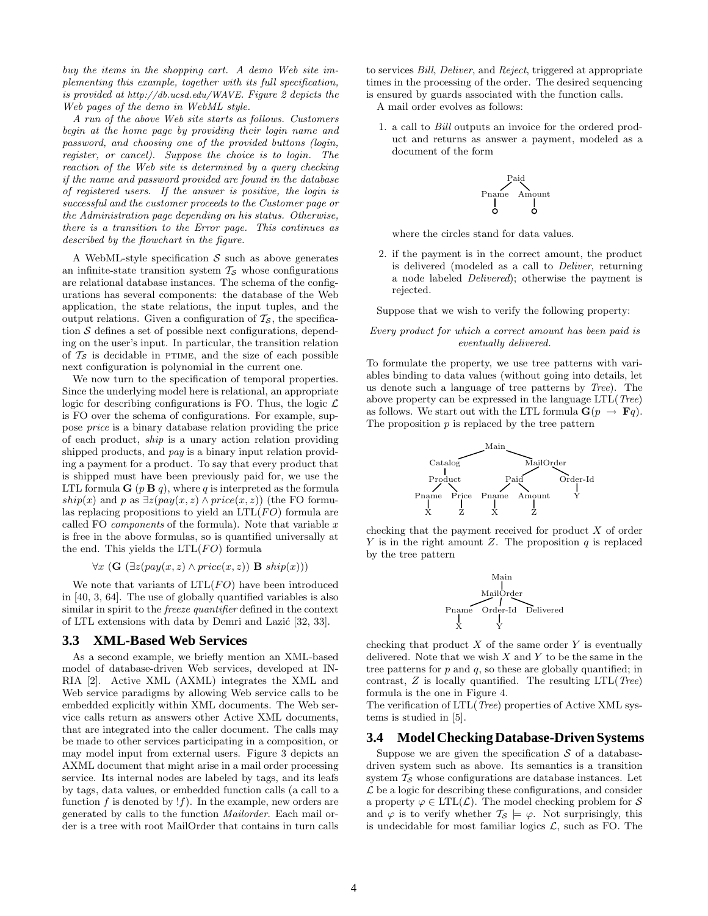*buy the items in the shopping cart. A demo Web site implementing this example, together with its full specification, is provided at http://db.ucsd.edu/WAVE. Figure 2 depicts the Web pages of the demo in WebML style.*

*A run of the above Web site starts as follows. Customers begin at the home page by providing their login name and password, and choosing one of the provided buttons (login, register, or cancel). Suppose the choice is to login. The reaction of the Web site is determined by a query checking if the name and password provided are found in the database of registered users. If the answer is positive, the login is successful and the customer proceeds to the Customer page or the Administration page depending on his status. Otherwise, there is a transition to the Error page. This continues as described by the flowchart in the figure.*

A WebML-style specification $\mathcal{S}$ such as above generates an infinite-state transition system $\mathcal{T}_\mathcal{S}$ whose configurations are relational database instances. The schema of the configurations has several components: the database of the Web application, the state relations, the input tuples, and the output relations. Given a configuration of $\mathcal{T}_\mathcal{S}$, the specification $\mathcal{S}$ defines a set of possible next configurations, depending on the user's input. In particular, the transition relation of $\mathcal{T}_\mathcal{S}$ is decidable in PTIME, and the size of each possible next configuration is polynomial in the current one.

We now turn to the specification of temporal properties. Since the underlying model here is relational, an appropriate logic for describing configurations is FO. Thus, the logic $\mathcal{L}$ is FO over the schema of configurations. For example, suppose *price* is a binary database relation providing the price of each product, *ship* is a unary action relation providing shipped products, and *pay* is a binary input relation providing a payment for a product. To say that every product that is shipped must have been previously paid for, we use the LTL formula $\mathbf{G}\ (p\, \mathbf{B}\, q)$, where $q$ is interpreted as the formula $ship(x)$ and $p$ as $\exists z(pay(x,z) \wedge price(x,z))$ (the FO formulas replacing propositions to yield an LTL($FO$) formula are called FO *components* of the formula). Note that variable $x$ is free in the above formulas, so is quantified universally at the end. This yields the LTL($FO$) formula

$$\forall x\ (\mathbf{G}\ (\exists z(pay(x,z) \wedge price(x,z))\ \mathbf{B}\ ship(x)))$$

We note that variants of LTL($FO$) have been introduced in [40, 3, 64]. The use of globally quantified variables is also similar in spirit to the *freeze quantifier* defined in the context of LTL extensions with data by Demri and Lazić [32, 33].

### 3.3 XML-Based Web Services

As a second example, we briefly mention an XML-based model of database-driven Web services, developed at INRIA [2]. Active XML (AXML) integrates the XML and Web service paradigms by allowing Web service calls to be embedded explicitly within XML documents. The Web service calls return as answers other Active XML documents, that are integrated into the caller document. The calls may be made to other services participating in a composition, or may model input from external users. Figure 3 depicts an AXML document that might arise in a mail order processing service. Its internal nodes are labeled by tags, and its leafs by tags, data values, or embedded function calls (a call to a function $f$ is denoted by $!f$). In the example, new orders are generated by calls to the function *Mailorder*. Each mail order is a tree with root MailOrder that contains in turn calls to services *Bill*, *Deliver*, and *Reject*, triggered at appropriate times in the processing of the order. The desired sequencing is ensured by guards associated with the function calls.

A mail order evolves as follows:

1. a call to *Bill* outputs an invoice for the ordered product and returns as answer a payment, modeled as a document of the form

   ```
        Paid
       /    \
   Pname   Amount
     |        |
     o        o
   ```

   where the circles stand for data values.

2. if the payment is in the correct amount, the product is delivered (modeled as a call to *Deliver*, returning a node labeled *Delivered*); otherwise the payment is rejected.

Suppose that we wish to verify the following property:

*Every product for which a correct amount has been paid is eventually delivered.*

To formulate the property, we use tree patterns with variables binding to data values (without going into details, let us denote such a language of tree patterns by *Tree*). The above property can be expressed in the language LTL(*Tree*) as follows. We start out with the LTL formula $\mathbf{G}(p \rightarrow \mathbf{F}q)$. The proposition $p$ is replaced by the tree pattern

```
                      Main
                  /          \
           Catalog            MailOrder
              |               /        \
           Product         Paid       Order-Id
           /     \        /    \          |
       Pname   Price   Pname  Amount      Y
         |       |       |      |
         X       Z       X      Z
```

checking that the payment received for product $X$ of order $Y$ is in the right amount $Z$. The proposition $q$ is replaced by the tree pattern

```
                Main
                 |
             MailOrder
           /     |      \
      Pname  Order-Id  Delivered
        |        |
        X        Y
```

checking that product $X$ of the same order $Y$ is eventually delivered. Note that we wish $X$ and $Y$ to be the same in the tree patterns for $p$ and $q$, so these are globally quantified; in contrast, $Z$ is locally quantified. The resulting LTL(*Tree*) formula is the one in Figure 4.

The verification of LTL(*Tree*) properties of Active XML systems is studied in [5].

### 3.4 Model Checking Database-Driven Systems

Suppose we are given the specification $\mathcal{S}$ of a database-driven system such as above. Its semantics is a transition system $\mathcal{T}_\mathcal{S}$ whose configurations are database instances. Let $\mathcal{L}$ be a logic for describing these configurations, and consider a property $\varphi \in$ LTL($\mathcal{L}$). The model checking problem for $\mathcal{S}$ and $\varphi$ is to verify whether $\mathcal{T}_\mathcal{S} \models \varphi$. Not surprisingly, this is undecidable for most familiar logics $\mathcal{L}$, such as FO. The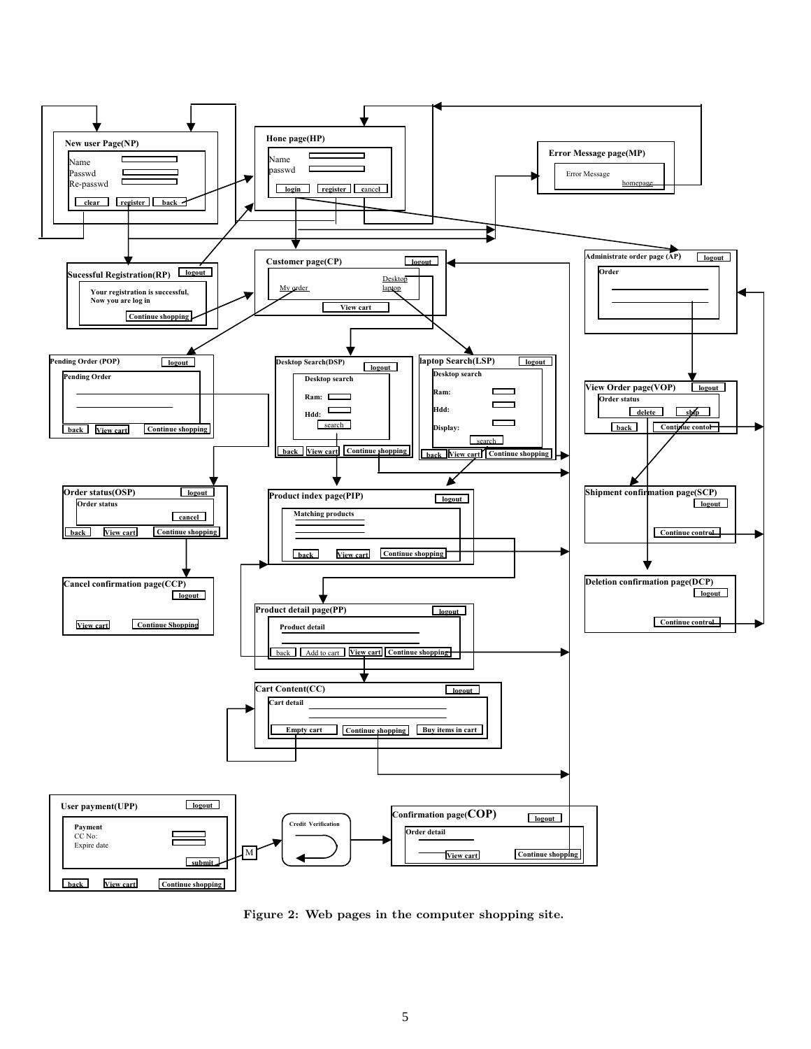**Figure 2: Web pages in the computer shopping site.**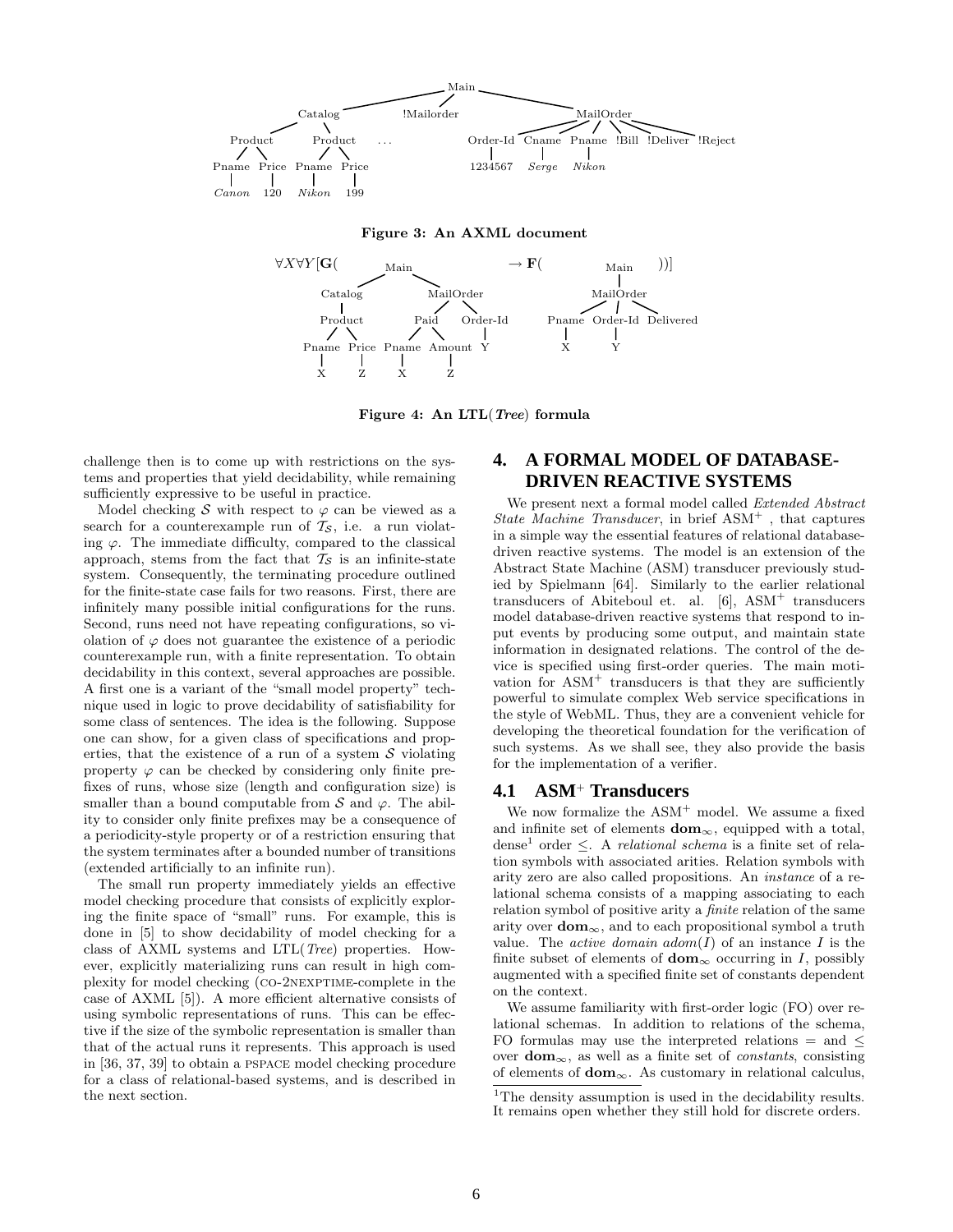Figure 3: An AXML document

Figure 4: An LTL(*Tree*) formula

challenge then is to come up with restrictions on the systems and properties that yield decidability, while remaining sufficiently expressive to be useful in practice.

Model checking $\mathcal{S}$ with respect to $\varphi$ can be viewed as a search for a counterexample run of $\mathcal{T}_\mathcal{S}$, i.e. a run violating $\varphi$. The immediate difficulty, compared to the classical approach, stems from the fact that $\mathcal{T}_\mathcal{S}$ is an infinite-state system. Consequently, the terminating procedure outlined for the finite-state case fails for two reasons. First, there are infinitely many possible initial configurations for the runs. Second, runs need not have repeating configurations, so violation of $\varphi$ does not guarantee the existence of a periodic counterexample run, with a finite representation. To obtain decidability in this context, several approaches are possible. A first one is a variant of the "small model property" technique used in logic to prove decidability of satisfiability for some class of sentences. The idea is the following. Suppose one can show, for a given class of specifications and properties, that the existence of a run of a system $\mathcal{S}$ violating property $\varphi$ can be checked by considering only finite prefixes of runs, whose size (length and configuration size) is smaller than a bound computable from $\mathcal{S}$ and $\varphi$. The ability to consider only finite prefixes may be a consequence of a periodicity-style property or of a restriction ensuring that the system terminates after a bounded number of transitions (extended artificially to an infinite run).

The small run property immediately yields an effective model checking procedure that consists of explicitly exploring the finite space of "small" runs. For example, this is done in [5] to show decidability of model checking for a class of AXML systems and LTL(*Tree*) properties. However, explicitly materializing runs can result in high complexity for model checking (CO-2NEXPTIME-complete in the case of AXML [5]). A more efficient alternative consists of using symbolic representations of runs. This can be effective if the size of the symbolic representation is smaller than that of the actual runs it represents. This approach is used in [36, 37, 39] to obtain a PSPACE model checking procedure for a class of relational-based systems, and is described in the next section.

# 4. A FORMAL MODEL OF DATABASE-DRIVEN REACTIVE SYSTEMS

We present next a formal model called *Extended Abstract State Machine Transducer*, in brief ASM$^+$ , that captures in a simple way the essential features of relational database-driven reactive systems. The model is an extension of the Abstract State Machine (ASM) transducer previously studied by Spielmann [64]. Similarly to the earlier relational transducers of Abiteboul et. al. [6], ASM$^+$ transducers model database-driven reactive systems that respond to input events by producing some output, and maintain state information in designated relations. The control of the device is specified using first-order queries. The main motivation for ASM$^+$ transducers is that they are sufficiently powerful to simulate complex Web service specifications in the style of WebML. Thus, they are a convenient vehicle for developing the theoretical foundation for the verification of such systems. As we shall see, they also provide the basis for the implementation of a verifier.

## 4.1 ASM$^+$ Transducers

We now formalize the ASM$^+$ model. We assume a fixed and infinite set of elements $\mathbf{dom}_\infty$, equipped with a total, dense[1] order $\leq$. A *relational schema* is a finite set of relation symbols with associated arities. Relation symbols with arity zero are also called propositions. An *instance* of a relational schema consists of a mapping associating to each relation symbol of positive arity a *finite* relation of the same arity over $\mathbf{dom}_\infty$, and to each propositional symbol a truth value. The *active domain* $adom(I)$ of an instance $I$ is the finite subset of elements of $\mathbf{dom}_\infty$ occurring in $I$, possibly augmented with a specified finite set of constants dependent on the context.

We assume familiarity with first-order logic (FO) over relational schemas. In addition to relations of the schema, FO formulas may use the interpreted relations = and $\leq$ over $\mathbf{dom}_\infty$, as well as a finite set of *constants*, consisting of elements of $\mathbf{dom}_\infty$. As customary in relational calculus,

[1]The density assumption is used in the decidability results. It remains open whether they still hold for discrete orders.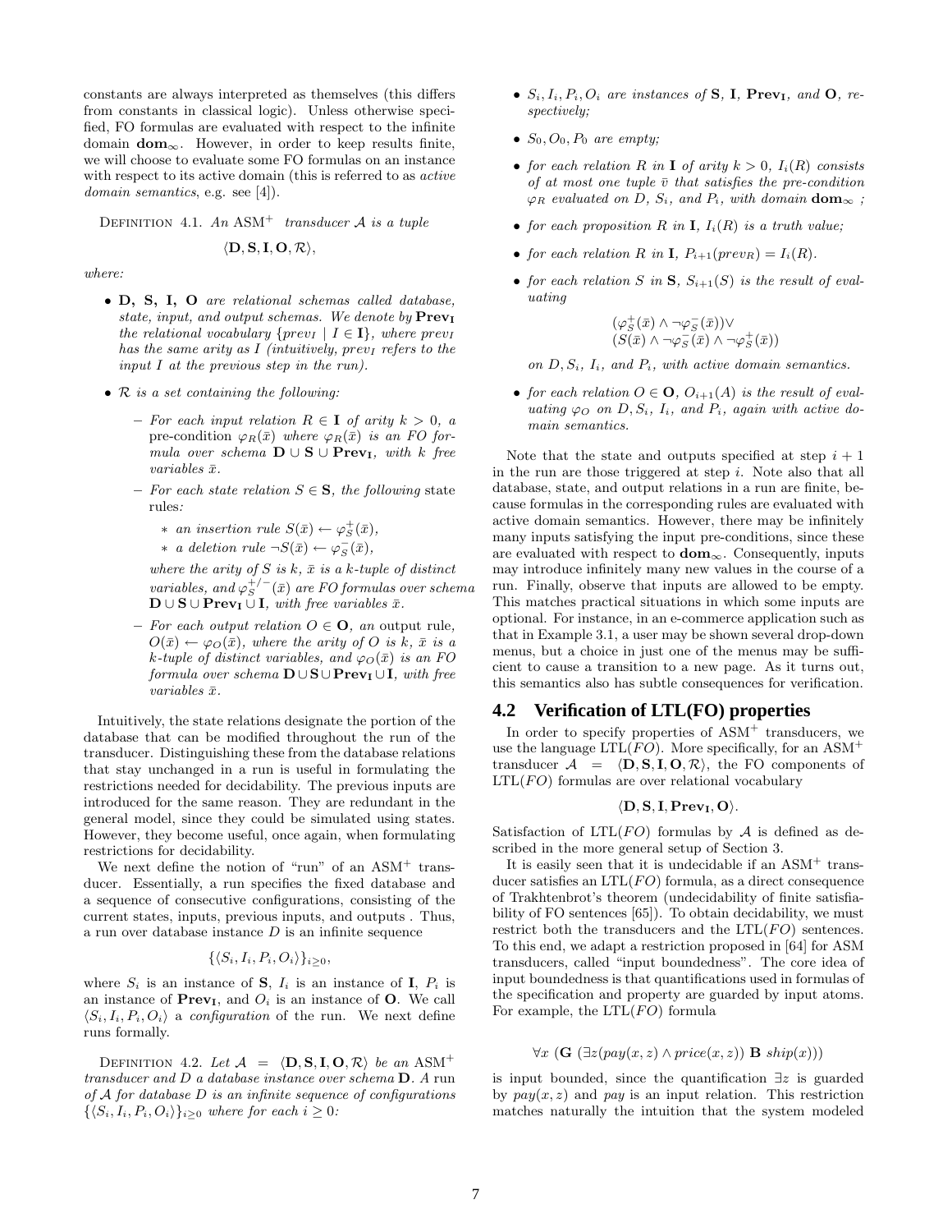constants are always interpreted as themselves (this differs from constants in classical logic). Unless otherwise specified, FO formulas are evaluated with respect to the infinite domain $\mathbf{dom}_\infty$. However, in order to keep results finite, we will choose to evaluate some FO formulas on an instance with respect to its active domain (this is referred to as *active domain semantics*, e.g. see [4]).

Definition 4.1. *An* $\text{ASM}^+$ *transducer* $\mathcal{A}$ *is a tuple*

$$\langle \mathbf{D}, \mathbf{S}, \mathbf{I}, \mathbf{O}, \mathcal{R} \rangle,$$

*where:*

- $\mathbf{D}$, $\mathbf{S}$, $\mathbf{I}$, $\mathbf{O}$ *are relational schemas called database, state, input, and output schemas. We denote by* $\mathbf{Prev_I}$ *the relational vocabulary* $\{prev_I \mid I \in \mathbf{I}\}$, *where* $prev_I$ *has the same arity as* $I$ *(intuitively,* $prev_I$ *refers to the input* $I$ *at the previous step in the run).*
- $\mathcal{R}$ *is a set containing the following:*
  - *For each input relation* $R \in \mathbf{I}$ *of arity* $k > 0$*, a* pre-condition $\varphi_R(\bar{x})$ *where* $\varphi_R(\bar{x})$ *is an FO formula over schema* $\mathbf{D} \cup \mathbf{S} \cup \mathbf{Prev_I}$*, with* $k$ *free variables* $\bar{x}$.
  - *For each state relation* $S \in \mathbf{S}$*, the following* state rules*:*
    - *an insertion rule* $S(\bar{x}) \leftarrow \varphi_S^+(\bar{x})$,
    - *a deletion rule* $\neg S(\bar{x}) \leftarrow \varphi_S^-(\bar{x})$,

    *where the arity of* $S$ *is* $k$*,* $\bar{x}$ *is a* $k$*-tuple of distinct variables, and* $\varphi_S^{+/-}(\bar{x})$ *are FO formulas over schema* $\mathbf{D} \cup \mathbf{S} \cup \mathbf{Prev_I} \cup \mathbf{I}$*, with free variables* $\bar{x}$.
  - *For each output relation* $O \in \mathbf{O}$*, an* output rule*,* $O(\bar{x}) \leftarrow \varphi_O(\bar{x})$*, where the arity of* $O$ *is* $k$*,* $\bar{x}$ *is a* $k$*-tuple of distinct variables, and* $\varphi_O(\bar{x})$ *is an FO formula over schema* $\mathbf{D} \cup \mathbf{S} \cup \mathbf{Prev_I} \cup \mathbf{I}$*, with free variables* $\bar{x}$.

Intuitively, the state relations designate the portion of the database that can be modified throughout the run of the transducer. Distinguishing these from the database relations that stay unchanged in a run is useful in formulating the restrictions needed for decidability. The previous inputs are introduced for the same reason. They are redundant in the general model, since they could be simulated using states. However, they become useful, once again, when formulating restrictions for decidability.

We next define the notion of "run" of an $\text{ASM}^+$ transducer. Essentially, a run specifies the fixed database and a sequence of consecutive configurations, consisting of the current states, inputs, previous inputs, and outputs . Thus, a run over database instance $D$ is an infinite sequence

$$\{\langle S_i, I_i, P_i, O_i \rangle\}_{i \geq 0},$$

where $S_i$ is an instance of $\mathbf{S}$, $I_i$ is an instance of $\mathbf{I}$, $P_i$ is an instance of $\mathbf{Prev_I}$, and $O_i$ is an instance of $\mathbf{O}$. We call $\langle S_i, I_i, P_i, O_i \rangle$ a *configuration* of the run. We next define runs formally.

Definition 4.2. *Let* $\mathcal{A} = \langle \mathbf{D}, \mathbf{S}, \mathbf{I}, \mathbf{O}, \mathcal{R} \rangle$ *be an* $\text{ASM}^+$ *transducer and* $D$ *a database instance over schema* $\mathbf{D}$*. A* run *of* $\mathcal{A}$ *for database* $D$ *is an infinite sequence of configurations* $\{\langle S_i, I_i, P_i, O_i \rangle\}_{i \geq 0}$ *where for each* $i \geq 0$*:*

- $S_i, I_i, P_i, O_i$ *are instances of* $\mathbf{S}$*,* $\mathbf{I}$*,* $\mathbf{Prev_I}$*, and* $\mathbf{O}$*, respectively;*
- $S_0, O_0, P_0$ *are empty;*
- *for each relation* $R$ *in* $\mathbf{I}$ *of arity* $k > 0$*,* $I_i(R)$ *consists of at most one tuple* $\bar{v}$ *that satisfies the pre-condition* $\varphi_R$ *evaluated on* $D$*,* $S_i$*, and* $P_i$*, with domain* $\mathbf{dom}_\infty$ *;*
- *for each proposition* $R$ *in* $\mathbf{I}$*,* $I_i(R)$ *is a truth value;*
- *for each relation* $R$ *in* $\mathbf{I}$*,* $P_{i+1}(prev_R) = I_i(R)$.
- *for each relation* $S$ *in* $\mathbf{S}$*,* $S_{i+1}(S)$ *is the result of evaluating*

$$(\varphi_S^+(\bar{x}) \wedge \neg\varphi_S^-(\bar{x})) \vee$$
$$(S(\bar{x}) \wedge \neg\varphi_S^-(\bar{x}) \wedge \neg\varphi_S^+(\bar{x}))$$

  *on* $D, S_i$*,* $I_i$*, and* $P_i$*, with active domain semantics.*
- *for each relation* $O \in \mathbf{O}$*,* $O_{i+1}(A)$ *is the result of evaluating* $\varphi_O$ *on* $D, S_i$*,* $I_i$*, and* $P_i$*, again with active domain semantics.*

Note that the state and outputs specified at step $i+1$ in the run are those triggered at step $i$. Note also that all database, state, and output relations in a run are finite, because formulas in the corresponding rules are evaluated with active domain semantics. However, there may be infinitely many inputs satisfying the input pre-conditions, since these are evaluated with respect to $\mathbf{dom}_\infty$. Consequently, inputs may introduce infinitely many new values in the course of a run. Finally, observe that inputs are allowed to be empty. This matches practical situations in which some inputs are optional. For instance, in an e-commerce application such as that in Example 3.1, a user may be shown several drop-down menus, but a choice in just one of the menus may be sufficient to cause a transition to a new page. As it turns out, this semantics also has subtle consequences for verification.

## 4.2 Verification of LTL(FO) properties

In order to specify properties of $\text{ASM}^+$ transducers, we use the language LTL($FO$). More specifically, for an $\text{ASM}^+$ transducer $\mathcal{A} = \langle \mathbf{D}, \mathbf{S}, \mathbf{I}, \mathbf{O}, \mathcal{R} \rangle$, the FO components of LTL($FO$) formulas are over relational vocabulary

$$\langle \mathbf{D}, \mathbf{S}, \mathbf{I}, \mathbf{Prev_I}, \mathbf{O} \rangle.$$

Satisfaction of LTL($FO$) formulas by $\mathcal{A}$ is defined as described in the more general setup of Section 3.

It is easily seen that it is undecidable if an $\text{ASM}^+$ transducer satisfies an LTL($FO$) formula, as a direct consequence of Trakhtenbrot's theorem (undecidability of finite satisfiability of FO sentences [65]). To obtain decidability, we must restrict both the transducers and the LTL($FO$) sentences. To this end, we adapt a restriction proposed in [64] for ASM transducers, called "input boundedness". The core idea of input boundedness is that quantifications used in formulas of the specification and property are guarded by input atoms. For example, the LTL($FO$) formula

$$\forall x\ (\mathbf{G}\ (\exists z(pay(x,z) \wedge price(x,z))\ \mathbf{B}\ ship(x)))$$

is input bounded, since the quantification $\exists z$ is guarded by $pay(x,z)$ and $pay$ is an input relation. This restriction matches naturally the intuition that the system modeled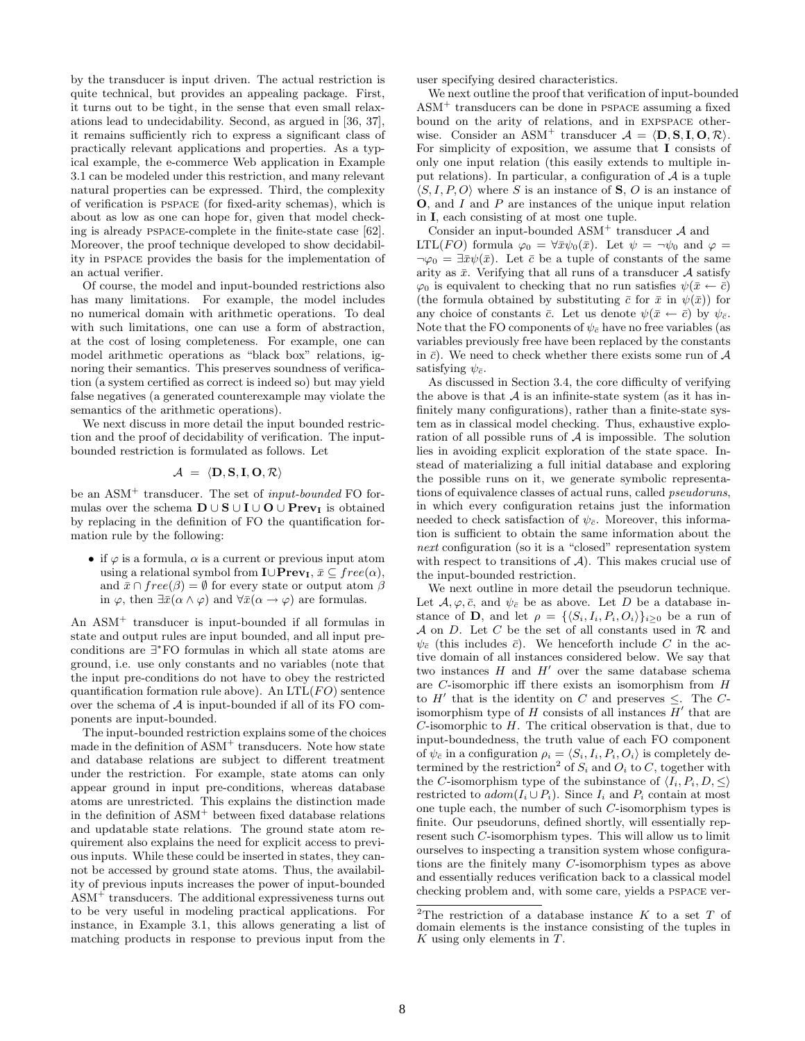by the transducer is input driven. The actual restriction is quite technical, but provides an appealing package. First, it turns out to be tight, in the sense that even small relaxations lead to undecidability. Second, as argued in [36, 37], it remains sufficiently rich to express a significant class of practically relevant applications and properties. As a typical example, the e-commerce Web application in Example 3.1 can be modeled under this restriction, and many relevant natural properties can be expressed. Third, the complexity of verification is PSPACE (for fixed-arity schemas), which is about as low as one can hope for, given that model checking is already PSPACE-complete in the finite-state case [62]. Moreover, the proof technique developed to show decidability in PSPACE provides the basis for the implementation of an actual verifier.

Of course, the model and input-bounded restrictions also has many limitations. For example, the model includes no numerical domain with arithmetic operations. To deal with such limitations, one can use a form of abstraction, at the cost of losing completeness. For example, one can model arithmetic operations as "black box" relations, ignoring their semantics. This preserves soundness of verification (a system certified as correct is indeed so) but may yield false negatives (a generated counterexample may violate the semantics of the arithmetic operations).

We next discuss in more detail the input bounded restriction and the proof of decidability of verification. The input-bounded restriction is formulated as follows. Let

$$\mathcal{A} = \langle \mathbf{D}, \mathbf{S}, \mathbf{I}, \mathbf{O}, \mathcal{R} \rangle$$

be an ASM$^+$ transducer. The set of *input-bounded* FO formulas over the schema $\mathbf{D} \cup \mathbf{S} \cup \mathbf{I} \cup \mathbf{O} \cup \mathbf{Prev_I}$ is obtained by replacing in the definition of FO the quantification formation rule by the following:

- if $\varphi$ is a formula, $\alpha$ is a current or previous input atom using a relational symbol from $\mathbf{I} \cup \mathbf{Prev_I}$, $\bar{x} \subseteq free(\alpha)$, and $\bar{x} \cap free(\beta) = \emptyset$ for every state or output atom $\beta$ in $\varphi$, then $\exists \bar{x}(\alpha \wedge \varphi)$ and $\forall \bar{x}(\alpha \rightarrow \varphi)$ are formulas.

An ASM$^+$ transducer is input-bounded if all formulas in state and output rules are input bounded, and all input preconditions are $\exists^*$FO formulas in which all state atoms are ground, i.e. use only constants and no variables (note that the input pre-conditions do not have to obey the restricted quantification formation rule above). An LTL($FO$) sentence over the schema of $\mathcal{A}$ is input-bounded if all of its FO components are input-bounded.

The input-bounded restriction explains some of the choices made in the definition of ASM$^+$ transducers. Note how state and database relations are subject to different treatment under the restriction. For example, state atoms can only appear ground in input pre-conditions, whereas database atoms are unrestricted. This explains the distinction made in the definition of ASM$^+$ between fixed database relations and updatable state relations. The ground state atom requirement also explains the need for explicit access to previous inputs. While these could be inserted in states, they cannot be accessed by ground state atoms. Thus, the availability of previous inputs increases the power of input-bounded ASM$^+$ transducers. The additional expressiveness turns out to be very useful in modeling practical applications. For instance, in Example 3.1, this allows generating a list of matching products in response to previous input from the user specifying desired characteristics.

We next outline the proof that verification of input-bounded ASM$^+$ transducers can be done in PSPACE assuming a fixed bound on the arity of relations, and in EXPSPACE otherwise. Consider an ASM$^+$ transducer $\mathcal{A} = \langle \mathbf{D}, \mathbf{S}, \mathbf{I}, \mathbf{O}, \mathcal{R} \rangle$. For simplicity of exposition, we assume that $\mathbf{I}$ consists of only one input relation (this easily extends to multiple input relations). In particular, a configuration of $\mathcal{A}$ is a tuple $\langle S, I, P, O \rangle$ where $S$ is an instance of $\mathbf{S}$, $O$ is an instance of $\mathbf{O}$, and $I$ and $P$ are instances of the unique input relation in $\mathbf{I}$, each consisting of at most one tuple.

Consider an input-bounded ASM$^+$ transducer $\mathcal{A}$ and LTL($FO$) formula $\varphi_0 = \forall \bar{x} \psi_0(\bar{x})$. Let $\psi = \neg \psi_0$ and $\varphi = \neg \varphi_0 = \exists \bar{x} \psi(\bar{x})$. Let $\bar{c}$ be a tuple of constants of the same arity as $\bar{x}$. Verifying that all runs of a transducer $\mathcal{A}$ satisfy $\varphi_0$ is equivalent to checking that no run satisfies $\psi(\bar{x} \leftarrow \bar{c})$ (the formula obtained by substituting $\bar{c}$ for $\bar{x}$ in $\psi(\bar{x})$) for any choice of constants $\bar{c}$. Let us denote $\psi(\bar{x} \leftarrow \bar{c})$ by $\psi_{\bar{c}}$. Note that the FO components of $\psi_{\bar{c}}$ have no free variables (as variables previously free have been replaced by the constants in $\bar{c}$). We need to check whether there exists some run of $\mathcal{A}$ satisfying $\psi_{\bar{c}}$.

As discussed in Section 3.4, the core difficulty of verifying the above is that $\mathcal{A}$ is an infinite-state system (as it has infinitely many configurations), rather than a finite-state system as in classical model checking. Thus, exhaustive exploration of all possible runs of $\mathcal{A}$ is impossible. The solution lies in avoiding explicit exploration of the state space. Instead of materializing a full initial database and exploring the possible runs on it, we generate symbolic representations of equivalence classes of actual runs, called *pseudoruns*, in which every configuration retains just the information needed to check satisfaction of $\psi_{\bar{c}}$. Moreover, this information is sufficient to obtain the same information about the *next* configuration (so it is a "closed" representation system with respect to transitions of $\mathcal{A}$). This makes crucial use of the input-bounded restriction.

We next outline in more detail the pseudorun technique. Let $\mathcal{A}, \varphi, \bar{c}$, and $\psi_{\bar{c}}$ be as above. Let $D$ be a database instance of $\mathbf{D}$, and let $\rho = \{\langle S_i, I_i, P_i, O_i \rangle\}_{i \geq 0}$ be a run of $\mathcal{A}$ on $D$. Let $C$ be the set of all constants used in $\mathcal{R}$ and $\psi_{\bar{c}}$ (this includes $\bar{c}$). We henceforth include $C$ in the active domain of all instances considered below. We say that two instances $H$ and $H'$ over the same database schema are $C$-isomorphic iff there exists an isomorphism from $H$ to $H'$ that is the identity on $C$ and preserves $\leq$. The $C$-isomorphism type of $H$ consists of all instances $H'$ that are $C$-isomorphic to $H$. The critical observation is that, due to input-boundedness, the truth value of each FO component of $\psi_{\bar{c}}$ in a configuration $\rho_i = \langle S_i, I_i, P_i, O_i \rangle$ is completely determined by the restriction[2] of $S_i$ and $O_i$ to $C$, together with the $C$-isomorphism type of the subinstance of $\langle I_i, P_i, D, \leq \rangle$ restricted to $adom(I_i \cup P_i)$. Since $I_i$ and $P_i$ contain at most one tuple each, the number of such $C$-isomorphism types is finite. Our pseudoruns, defined shortly, will essentially represent such $C$-isomorphism types. This will allow us to limit ourselves to inspecting a transition system whose configurations are the finitely many $C$-isomorphism types as above and essentially reduces verification back to a classical model checking problem and, with some care, yields a PSPACE ver-

[2] The restriction of a database instance $K$ to a set $T$ of domain elements is the instance consisting of the tuples in $K$ using only elements in $T$.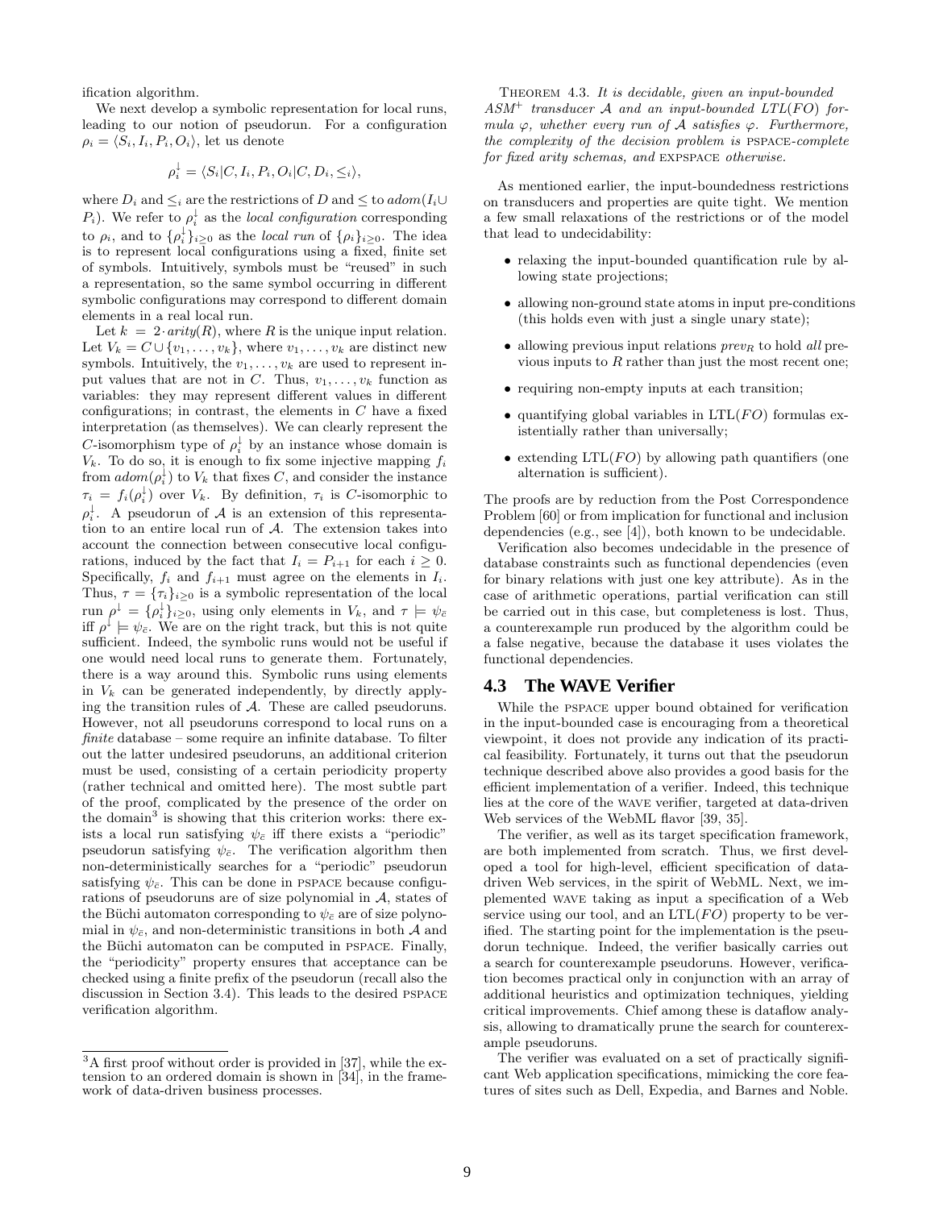ification algorithm.

We next develop a symbolic representation for local runs, leading to our notion of pseudorun. For a configuration $\rho_i = \langle S_i, I_i, P_i, O_i \rangle$, let us denote

$$\rho_i^{\downarrow} = \langle S_i|C, I_i, P_i, O_i|C, D_i, \leq_i \rangle,$$

where $D_i$ and $\leq_i$ are the restrictions of $D$ and $\leq$ to $adom(I_i \cup P_i)$. We refer to $\rho_i^{\downarrow}$ as the *local configuration* corresponding to $\rho_i$, and to $\{\rho_i^{\downarrow}\}_{i \geq 0}$ as the *local run* of $\{\rho_i\}_{i \geq 0}$. The idea is to represent local configurations using a fixed, finite set of symbols. Intuitively, symbols must be "reused" in such a representation, so the same symbol occurring in different symbolic configurations may correspond to different domain elements in a real local run.

Let $k = 2 \cdot arity(R)$, where $R$ is the unique input relation. Let $V_k = C \cup \{v_1, \ldots, v_k\}$, where $v_1, \ldots, v_k$ are distinct new symbols. Intuitively, the $v_1, \ldots, v_k$ are used to represent input values that are not in $C$. Thus, $v_1, \ldots, v_k$ function as variables: they may represent different values in different configurations; in contrast, the elements in $C$ have a fixed interpretation (as themselves). We can clearly represent the $C$-isomorphism type of $\rho_i^{\downarrow}$ by an instance whose domain is $V_k$. To do so, it is enough to fix some injective mapping $f_i$ from $adom(\rho_i^{\downarrow})$ to $V_k$ that fixes $C$, and consider the instance $\tau_i = f_i(\rho_i^{\downarrow})$ over $V_k$. By definition, $\tau_i$ is $C$-isomorphic to $\rho_i^{\downarrow}$. A pseudorun of $\mathcal{A}$ is an extension of this representation to an entire local run of $\mathcal{A}$. The extension takes into account the connection between consecutive local configurations, induced by the fact that $I_i = P_{i+1}$ for each $i \geq 0$. Specifically, $f_i$ and $f_{i+1}$ must agree on the elements in $I_i$. Thus, $\tau = \{\tau_i\}_{i \geq 0}$ is a symbolic representation of the local run $\rho^{\downarrow} = \{\rho_i^{\downarrow}\}_{i \geq 0}$, using only elements in $V_k$, and $\tau \models \psi_{\bar{c}}$ iff $\rho^{\downarrow} \models \psi_{\bar{c}}$. We are on the right track, but this is not quite sufficient. Indeed, the symbolic runs would not be useful if one would need local runs to generate them. Fortunately, there is a way around this. Symbolic runs using elements in $V_k$ can be generated independently, by directly applying the transition rules of $\mathcal{A}$. These are called pseudoruns. However, not all pseudoruns correspond to local runs on a *finite* database – some require an infinite database. To filter out the latter undesired pseudoruns, an additional criterion must be used, consisting of a certain periodicity property (rather technical and omitted here). The most subtle part of the proof, complicated by the presence of the order on the domain[3] is showing that this criterion works: there exists a local run satisfying $\psi_{\bar{c}}$ iff there exists a "periodic" pseudorun satisfying $\psi_{\bar{c}}$. The verification algorithm then non-deterministically searches for a "periodic" pseudorun satisfying $\psi_{\bar{c}}$. This can be done in PSPACE because configurations of pseudoruns are of size polynomial in $\mathcal{A}$, states of the Büchi automaton corresponding to $\psi_{\bar{c}}$ are of size polynomial in $\psi_{\bar{c}}$, and non-deterministic transitions in both $\mathcal{A}$ and the Büchi automaton can be computed in PSPACE. Finally, the "periodicity" property ensures that acceptance can be checked using a finite prefix of the pseudorun (recall also the discussion in Section 3.4). This leads to the desired PSPACE verification algorithm.

[3] A first proof without order is provided in [37], while the extension to an ordered domain is shown in [34], in the framework of data-driven business processes.

THEOREM 4.3. *It is decidable, given an input-bounded $ASM^+$ transducer $\mathcal{A}$ and an input-bounded LTL(FO) formula $\varphi$, whether every run of $\mathcal{A}$ satisfies $\varphi$. Furthermore, the complexity of the decision problem is* PSPACE*-complete for fixed arity schemas, and* EXPSPACE *otherwise.*

As mentioned earlier, the input-boundedness restrictions on transducers and properties are quite tight. We mention a few small relaxations of the restrictions or of the model that lead to undecidability:

- relaxing the input-bounded quantification rule by allowing state projections;
- allowing non-ground state atoms in input pre-conditions (this holds even with just a single unary state);
- allowing previous input relations $prev_R$ to hold *all* previous inputs to $R$ rather than just the most recent one;
- requiring non-empty inputs at each transition;
- quantifying global variables in LTL(*FO*) formulas existentially rather than universally;
- extending LTL(*FO*) by allowing path quantifiers (one alternation is sufficient).

The proofs are by reduction from the Post Correspondence Problem [60] or from implication for functional and inclusion dependencies (e.g., see [4]), both known to be undecidable.

Verification also becomes undecidable in the presence of database constraints such as functional dependencies (even for binary relations with just one key attribute). As in the case of arithmetic operations, partial verification can still be carried out in this case, but completeness is lost. Thus, a counterexample run produced by the algorithm could be a false negative, because the database it uses violates the functional dependencies.

## 4.3 The WAVE Verifier

While the PSPACE upper bound obtained for verification in the input-bounded case is encouraging from a theoretical viewpoint, it does not provide any indication of its practical feasibility. Fortunately, it turns out that the pseudorun technique described above also provides a good basis for the efficient implementation of a verifier. Indeed, this technique lies at the core of the WAVE verifier, targeted at data-driven Web services of the WebML flavor [39, 35].

The verifier, as well as its target specification framework, are both implemented from scratch. Thus, we first developed a tool for high-level, efficient specification of data-driven Web services, in the spirit of WebML. Next, we implemented WAVE taking as input a specification of a Web service using our tool, and an LTL(*FO*) property to be verified. The starting point for the implementation is the pseudorun technique. Indeed, the verifier basically carries out a search for counterexample pseudoruns. However, verification becomes practical only in conjunction with an array of additional heuristics and optimization techniques, yielding critical improvements. Chief among these is dataflow analysis, allowing to dramatically prune the search for counterexample pseudoruns.

The verifier was evaluated on a set of practically significant Web application specifications, mimicking the core features of sites such as Dell, Expedia, and Barnes and Noble.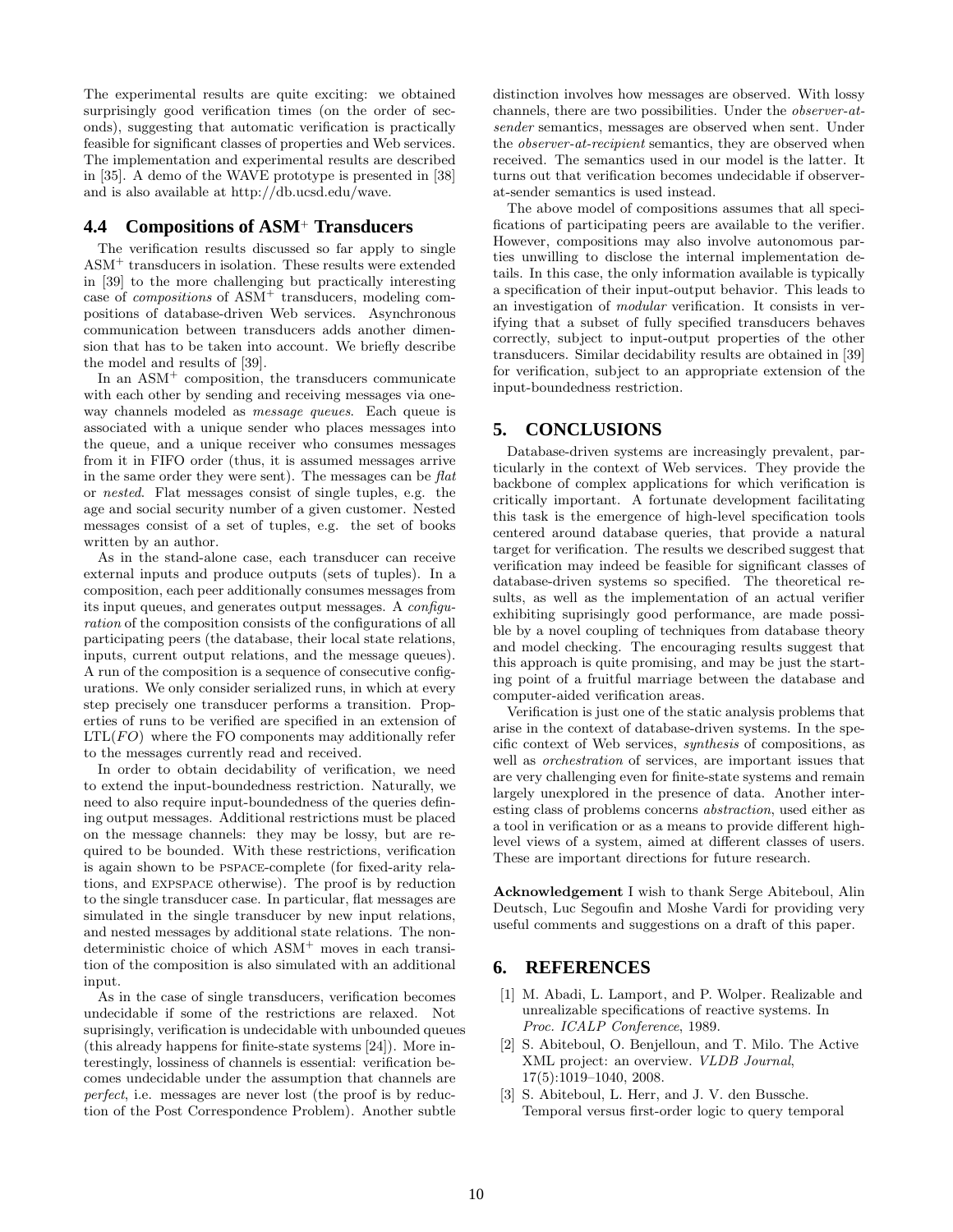The experimental results are quite exciting: we obtained surprisingly good verification times (on the order of seconds), suggesting that automatic verification is practically feasible for significant classes of properties and Web services. The implementation and experimental results are described in [35]. A demo of the WAVE prototype is presented in [38] and is also available at http://db.ucsd.edu/wave.

## 4.4 Compositions of ASM$^+$ Transducers

The verification results discussed so far apply to single ASM$^+$ transducers in isolation. These results were extended in [39] to the more challenging but practically interesting case of *compositions* of ASM$^+$ transducers, modeling compositions of database-driven Web services. Asynchronous communication between transducers adds another dimension that has to be taken into account. We briefly describe the model and results of [39].

In an ASM$^+$ composition, the transducers communicate with each other by sending and receiving messages via one-way channels modeled as *message queues*. Each queue is associated with a unique sender who places messages into the queue, and a unique receiver who consumes messages from it in FIFO order (thus, it is assumed messages arrive in the same order they were sent). The messages can be *flat* or *nested*. Flat messages consist of single tuples, e.g. the age and social security number of a given customer. Nested messages consist of a set of tuples, e.g. the set of books written by an author.

As in the stand-alone case, each transducer can receive external inputs and produce outputs (sets of tuples). In a composition, each peer additionally consumes messages from its input queues, and generates output messages. A *configuration* of the composition consists of the configurations of all participating peers (the database, their local state relations, inputs, current output relations, and the message queues). A run of the composition is a sequence of consecutive configurations. We only consider serialized runs, in which at every step precisely one transducer performs a transition. Properties of runs to be verified are specified in an extension of LTL($FO$) where the FO components may additionally refer to the messages currently read and received.

In order to obtain decidability of verification, we need to extend the input-boundedness restriction. Naturally, we need to also require input-boundedness of the queries defining output messages. Additional restrictions must be placed on the message channels: they may be lossy, but are required to be bounded. With these restrictions, verification is again shown to be PSPACE-complete (for fixed-arity relations, and EXPSPACE otherwise). The proof is by reduction to the single transducer case. In particular, flat messages are simulated in the single transducer by new input relations, and nested messages by additional state relations. The nondeterministic choice of which ASM$^+$ moves in each transition of the composition is also simulated with an additional input.

As in the case of single transducers, verification becomes undecidable if some of the restrictions are relaxed. Not suprisingly, verification is undecidable with unbounded queues (this already happens for finite-state systems [24]). More interestingly, lossiness of channels is essential: verification becomes undecidable under the assumption that channels are *perfect*, i.e. messages are never lost (the proof is by reduction of the Post Correspondence Problem). Another subtle distinction involves how messages are observed. With lossy channels, there are two possibilities. Under the *observer-at-sender* semantics, messages are observed when sent. Under the *observer-at-recipient* semantics, they are observed when received. The semantics used in our model is the latter. It turns out that verification becomes undecidable if observer-at-sender semantics is used instead.

The above model of compositions assumes that all specifications of participating peers are available to the verifier. However, compositions may also involve autonomous parties unwilling to disclose the internal implementation details. In this case, the only information available is typically a specification of their input-output behavior. This leads to an investigation of *modular* verification. It consists in verifying that a subset of fully specified transducers behaves correctly, subject to input-output properties of the other transducers. Similar decidability results are obtained in [39] for verification, subject to an appropriate extension of the input-boundedness restriction.

# 5. CONCLUSIONS

Database-driven systems are increasingly prevalent, particularly in the context of Web services. They provide the backbone of complex applications for which verification is critically important. A fortunate development facilitating this task is the emergence of high-level specification tools centered around database queries, that provide a natural target for verification. The results we described suggest that verification may indeed be feasible for significant classes of database-driven systems so specified. The theoretical results, as well as the implementation of an actual verifier exhibiting suprisingly good performance, are made possible by a novel coupling of techniques from database theory and model checking. The encouraging results suggest that this approach is quite promising, and may be just the starting point of a fruitful marriage between the database and computer-aided verification areas.

Verification is just one of the static analysis problems that arise in the context of database-driven systems. In the specific context of Web services, *synthesis* of compositions, as well as *orchestration* of services, are important issues that are very challenging even for finite-state systems and remain largely unexplored in the presence of data. Another interesting class of problems concerns *abstraction*, used either as a tool in verification or as a means to provide different high-level views of a system, aimed at different classes of users. These are important directions for future research.

**Acknowledgement** I wish to thank Serge Abiteboul, Alin Deutsch, Luc Segoufin and Moshe Vardi for providing very useful comments and suggestions on a draft of this paper.

# 6. REFERENCES

[1] M. Abadi, L. Lamport, and P. Wolper. Realizable and unrealizable specifications of reactive systems. In *Proc. ICALP Conference*, 1989.

[2] S. Abiteboul, O. Benjelloun, and T. Milo. The Active XML project: an overview. *VLDB Journal*, 17(5):1019–1040, 2008.

[3] S. Abiteboul, L. Herr, and J. V. den Bussche. Temporal versus first-order logic to query temporal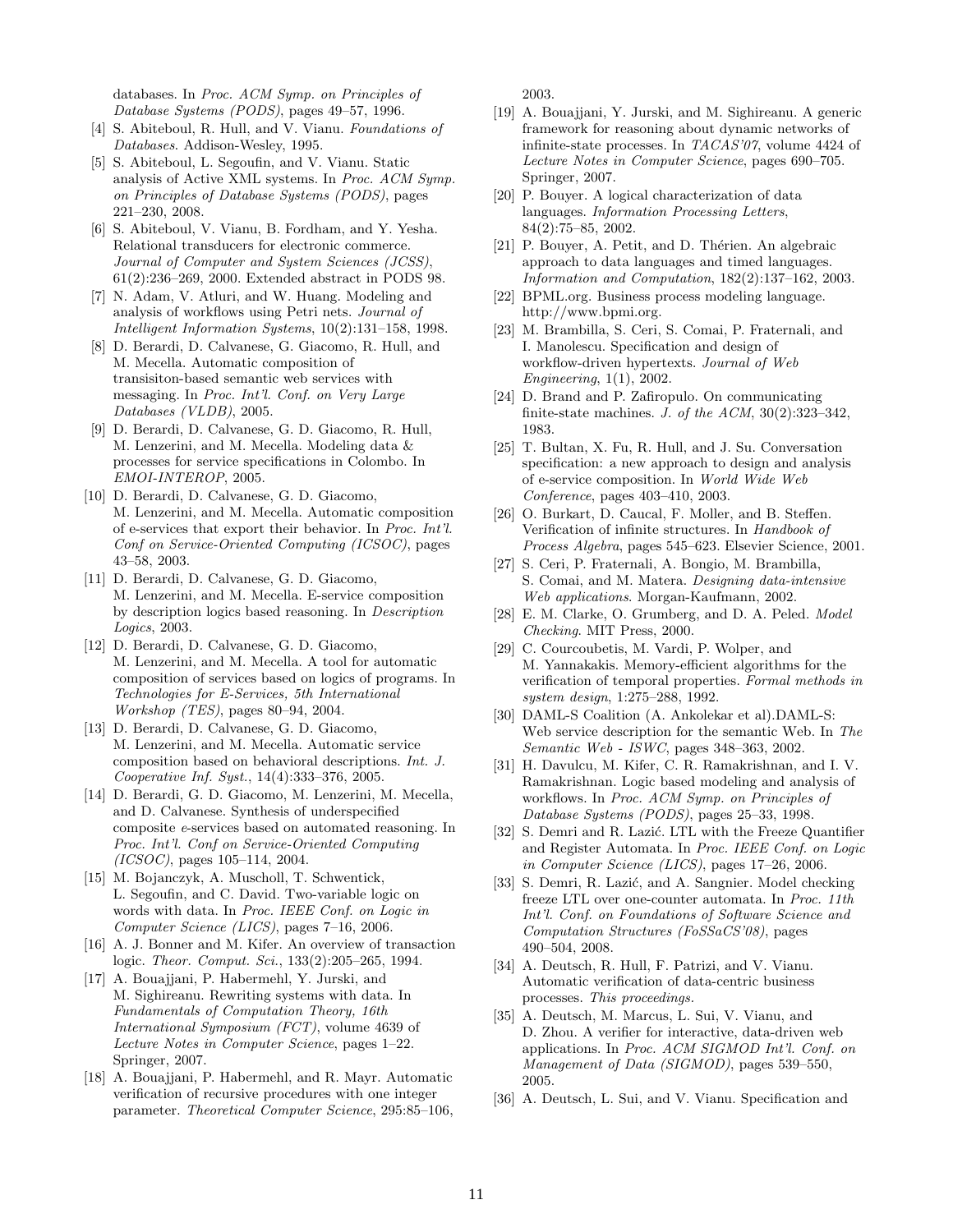databases. In *Proc. ACM Symp. on Principles of Database Systems (PODS)*, pages 49–57, 1996.

[4] S. Abiteboul, R. Hull, and V. Vianu. *Foundations of Databases*. Addison-Wesley, 1995.

[5] S. Abiteboul, L. Segoufin, and V. Vianu. Static analysis of Active XML systems. In *Proc. ACM Symp. on Principles of Database Systems (PODS)*, pages 221–230, 2008.

[6] S. Abiteboul, V. Vianu, B. Fordham, and Y. Yesha. Relational transducers for electronic commerce. *Journal of Computer and System Sciences (JCSS)*, 61(2):236–269, 2000. Extended abstract in PODS 98.

[7] N. Adam, V. Atluri, and W. Huang. Modeling and analysis of workflows using Petri nets. *Journal of Intelligent Information Systems*, 10(2):131–158, 1998.

[8] D. Berardi, D. Calvanese, G. Giacomo, R. Hull, and M. Mecella. Automatic composition of transisiton-based semantic web services with messaging. In *Proc. Int'l. Conf. on Very Large Databases (VLDB)*, 2005.

[9] D. Berardi, D. Calvanese, G. D. Giacomo, R. Hull, M. Lenzerini, and M. Mecella. Modeling data & processes for service specifications in Colombo. In *EMOI-INTEROP*, 2005.

[10] D. Berardi, D. Calvanese, G. D. Giacomo, M. Lenzerini, and M. Mecella. Automatic composition of e-services that export their behavior. In *Proc. Int'l. Conf on Service-Oriented Computing (ICSOC)*, pages 43–58, 2003.

[11] D. Berardi, D. Calvanese, G. D. Giacomo, M. Lenzerini, and M. Mecella. E-service composition by description logics based reasoning. In *Description Logics*, 2003.

[12] D. Berardi, D. Calvanese, G. D. Giacomo, M. Lenzerini, and M. Mecella. A tool for automatic composition of services based on logics of programs. In *Technologies for E-Services, 5th International Workshop (TES)*, pages 80–94, 2004.

[13] D. Berardi, D. Calvanese, G. D. Giacomo, M. Lenzerini, and M. Mecella. Automatic service composition based on behavioral descriptions. *Int. J. Cooperative Inf. Syst.*, 14(4):333–376, 2005.

[14] D. Berardi, G. D. Giacomo, M. Lenzerini, M. Mecella, and D. Calvanese. Synthesis of underspecified composite *e*-services based on automated reasoning. In *Proc. Int'l. Conf on Service-Oriented Computing (ICSOC)*, pages 105–114, 2004.

[15] M. Bojanczyk, A. Muscholl, T. Schwentick, L. Segoufin, and C. David. Two-variable logic on words with data. In *Proc. IEEE Conf. on Logic in Computer Science (LICS)*, pages 7–16, 2006.

[16] A. J. Bonner and M. Kifer. An overview of transaction logic. *Theor. Comput. Sci.*, 133(2):205–265, 1994.

[17] A. Bouajjani, P. Habermehl, Y. Jurski, and M. Sighireanu. Rewriting systems with data. In *Fundamentals of Computation Theory, 16th International Symposium (FCT)*, volume 4639 of *Lecture Notes in Computer Science*, pages 1–22. Springer, 2007.

[18] A. Bouajjani, P. Habermehl, and R. Mayr. Automatic verification of recursive procedures with one integer parameter. *Theoretical Computer Science*, 295:85–106, 2003.

[19] A. Bouajjani, Y. Jurski, and M. Sighireanu. A generic framework for reasoning about dynamic networks of infinite-state processes. In *TACAS'07*, volume 4424 of *Lecture Notes in Computer Science*, pages 690–705. Springer, 2007.

[20] P. Bouyer. A logical characterization of data languages. *Information Processing Letters*, 84(2):75–85, 2002.

[21] P. Bouyer, A. Petit, and D. Thérien. An algebraic approach to data languages and timed languages. *Information and Computation*, 182(2):137–162, 2003.

[22] BPML.org. Business process modeling language. http://www.bpmi.org.

[23] M. Brambilla, S. Ceri, S. Comai, P. Fraternali, and I. Manolescu. Specification and design of workflow-driven hypertexts. *Journal of Web Engineering*, 1(1), 2002.

[24] D. Brand and P. Zafiropulo. On communicating finite-state machines. *J. of the ACM*, 30(2):323–342, 1983.

[25] T. Bultan, X. Fu, R. Hull, and J. Su. Conversation specification: a new approach to design and analysis of e-service composition. In *World Wide Web Conference*, pages 403–410, 2003.

[26] O. Burkart, D. Caucal, F. Moller, and B. Steffen. Verification of infinite structures. In *Handbook of Process Algebra*, pages 545–623. Elsevier Science, 2001.

[27] S. Ceri, P. Fraternali, A. Bongio, M. Brambilla, S. Comai, and M. Matera. *Designing data-intensive Web applications*. Morgan-Kaufmann, 2002.

[28] E. M. Clarke, O. Grumberg, and D. A. Peled. *Model Checking*. MIT Press, 2000.

[29] C. Courcoubetis, M. Vardi, P. Wolper, and M. Yannakakis. Memory-efficient algorithms for the verification of temporal properties. *Formal methods in system design*, 1:275–288, 1992.

[30] DAML-S Coalition (A. Ankolekar et al).DAML-S: Web service description for the semantic Web. In *The Semantic Web - ISWC*, pages 348–363, 2002.

[31] H. Davulcu, M. Kifer, C. R. Ramakrishnan, and I. V. Ramakrishnan. Logic based modeling and analysis of workflows. In *Proc. ACM Symp. on Principles of Database Systems (PODS)*, pages 25–33, 1998.

[32] S. Demri and R. Lazić. LTL with the Freeze Quantifier and Register Automata. In *Proc. IEEE Conf. on Logic in Computer Science (LICS)*, pages 17–26, 2006.

[33] S. Demri, R. Lazić, and A. Sangnier. Model checking freeze LTL over one-counter automata. In *Proc. 11th Int'l. Conf. on Foundations of Software Science and Computation Structures (FoSSaCS'08)*, pages 490–504, 2008.

[34] A. Deutsch, R. Hull, F. Patrizi, and V. Vianu. Automatic verification of data-centric business processes. *This proceedings*.

[35] A. Deutsch, M. Marcus, L. Sui, V. Vianu, and D. Zhou. A verifier for interactive, data-driven web applications. In *Proc. ACM SIGMOD Int'l. Conf. on Management of Data (SIGMOD)*, pages 539–550, 2005.

[36] A. Deutsch, L. Sui, and V. Vianu. Specification and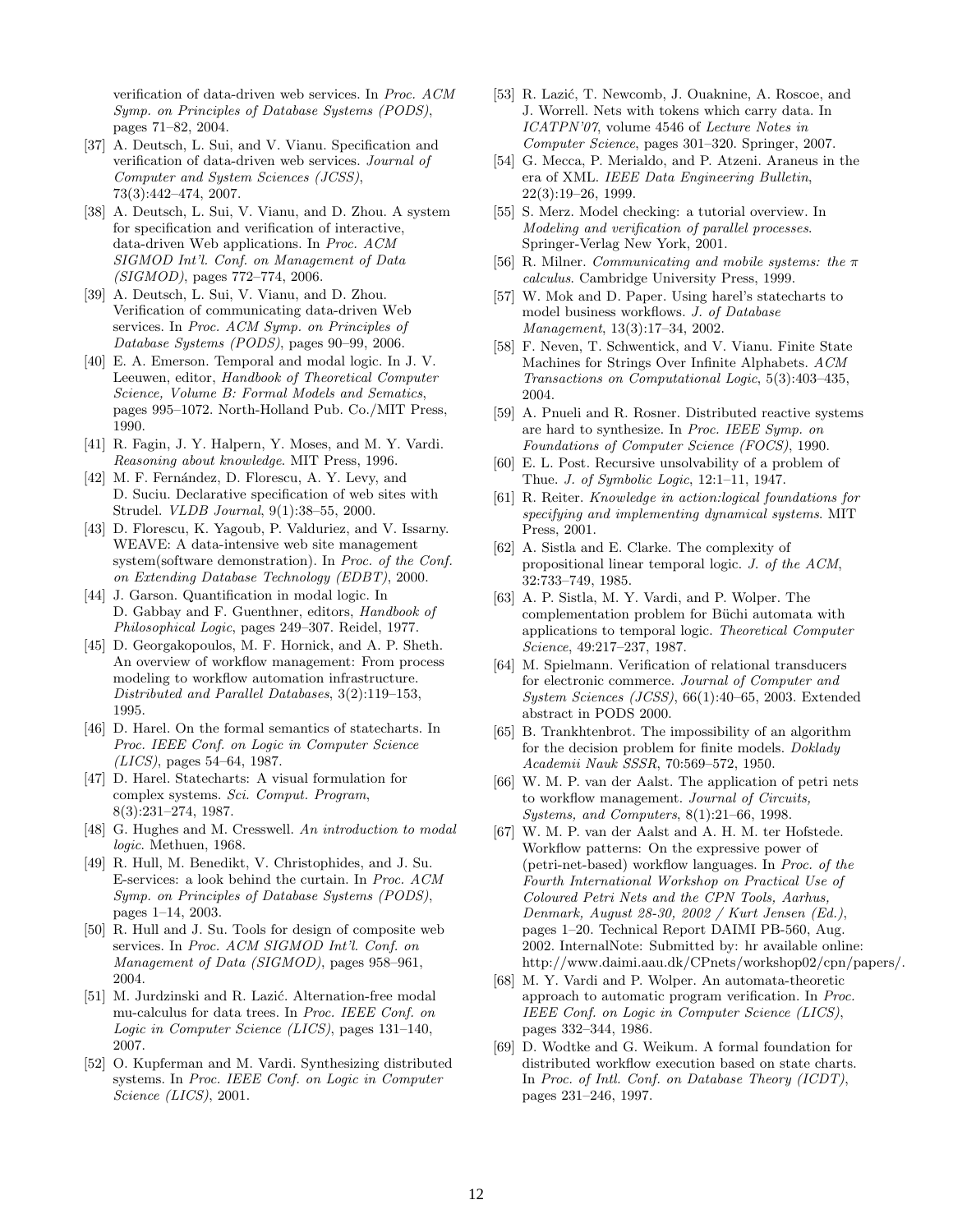verification of data-driven web services. In *Proc. ACM Symp. on Principles of Database Systems (PODS)*, pages 71–82, 2004.

[37] A. Deutsch, L. Sui, and V. Vianu. Specification and verification of data-driven web services. *Journal of Computer and System Sciences (JCSS)*, 73(3):442–474, 2007.

[38] A. Deutsch, L. Sui, V. Vianu, and D. Zhou. A system for specification and verification of interactive, data-driven Web applications. In *Proc. ACM SIGMOD Int'l. Conf. on Management of Data (SIGMOD)*, pages 772–774, 2006.

[39] A. Deutsch, L. Sui, V. Vianu, and D. Zhou. Verification of communicating data-driven Web services. In *Proc. ACM Symp. on Principles of Database Systems (PODS)*, pages 90–99, 2006.

[40] E. A. Emerson. Temporal and modal logic. In J. V. Leeuwen, editor, *Handbook of Theoretical Computer Science, Volume B: Formal Models and Sematics*, pages 995–1072. North-Holland Pub. Co./MIT Press, 1990.

[41] R. Fagin, J. Y. Halpern, Y. Moses, and M. Y. Vardi. *Reasoning about knowledge*. MIT Press, 1996.

[42] M. F. Fernández, D. Florescu, A. Y. Levy, and D. Suciu. Declarative specification of web sites with Strudel. *VLDB Journal*, 9(1):38–55, 2000.

[43] D. Florescu, K. Yagoub, P. Valduriez, and V. Issarny. WEAVE: A data-intensive web site management system(software demonstration). In *Proc. of the Conf. on Extending Database Technology (EDBT)*, 2000.

[44] J. Garson. Quantification in modal logic. In D. Gabbay and F. Guenthner, editors, *Handbook of Philosophical Logic*, pages 249–307. Reidel, 1977.

[45] D. Georgakopoulos, M. F. Hornick, and A. P. Sheth. An overview of workflow management: From process modeling to workflow automation infrastructure. *Distributed and Parallel Databases*, 3(2):119–153, 1995.

[46] D. Harel. On the formal semantics of statecharts. In *Proc. IEEE Conf. on Logic in Computer Science (LICS)*, pages 54–64, 1987.

[47] D. Harel. Statecharts: A visual formulation for complex systems. *Sci. Comput. Program*, 8(3):231–274, 1987.

[48] G. Hughes and M. Cresswell. *An introduction to modal logic*. Methuen, 1968.

[49] R. Hull, M. Benedikt, V. Christophides, and J. Su. E-services: a look behind the curtain. In *Proc. ACM Symp. on Principles of Database Systems (PODS)*, pages 1–14, 2003.

[50] R. Hull and J. Su. Tools for design of composite web services. In *Proc. ACM SIGMOD Int'l. Conf. on Management of Data (SIGMOD)*, pages 958–961, 2004.

[51] M. Jurdzinski and R. Lazić. Alternation-free modal mu-calculus for data trees. In *Proc. IEEE Conf. on Logic in Computer Science (LICS)*, pages 131–140, 2007.

[52] O. Kupferman and M. Vardi. Synthesizing distributed systems. In *Proc. IEEE Conf. on Logic in Computer Science (LICS)*, 2001.

[53] R. Lazić, T. Newcomb, J. Ouaknine, A. Roscoe, and J. Worrell. Nets with tokens which carry data. In *ICATPN'07*, volume 4546 of *Lecture Notes in Computer Science*, pages 301–320. Springer, 2007.

[54] G. Mecca, P. Merialdo, and P. Atzeni. Araneus in the era of XML. *IEEE Data Engineering Bulletin*, 22(3):19–26, 1999.

[55] S. Merz. Model checking: a tutorial overview. In *Modeling and verification of parallel processes*. Springer-Verlag New York, 2001.

[56] R. Milner. *Communicating and mobile systems: the $\pi$ calculus*. Cambridge University Press, 1999.

[57] W. Mok and D. Paper. Using harel's statecharts to model business workflows. *J. of Database Management*, 13(3):17–34, 2002.

[58] F. Neven, T. Schwentick, and V. Vianu. Finite State Machines for Strings Over Infinite Alphabets. *ACM Transactions on Computational Logic*, 5(3):403–435, 2004.

[59] A. Pnueli and R. Rosner. Distributed reactive systems are hard to synthesize. In *Proc. IEEE Symp. on Foundations of Computer Science (FOCS)*, 1990.

[60] E. L. Post. Recursive unsolvability of a problem of Thue. *J. of Symbolic Logic*, 12:1–11, 1947.

[61] R. Reiter. *Knowledge in action:logical foundations for specifying and implementing dynamical systems*. MIT Press, 2001.

[62] A. Sistla and E. Clarke. The complexity of propositional linear temporal logic. *J. of the ACM*, 32:733–749, 1985.

[63] A. P. Sistla, M. Y. Vardi, and P. Wolper. The complementation problem for Büchi automata with applications to temporal logic. *Theoretical Computer Science*, 49:217–237, 1987.

[64] M. Spielmann. Verification of relational transducers for electronic commerce. *Journal of Computer and System Sciences (JCSS)*, 66(1):40–65, 2003. Extended abstract in PODS 2000.

[65] B. Trankhtenbrot. The impossibility of an algorithm for the decision problem for finite models. *Doklady Academii Nauk SSSR*, 70:569–572, 1950.

[66] W. M. P. van der Aalst. The application of petri nets to workflow management. *Journal of Circuits, Systems, and Computers*, 8(1):21–66, 1998.

[67] W. M. P. van der Aalst and A. H. M. ter Hofstede. Workflow patterns: On the expressive power of (petri-net-based) workflow languages. In *Proc. of the Fourth International Workshop on Practical Use of Coloured Petri Nets and the CPN Tools, Aarhus, Denmark, August 28-30, 2002 / Kurt Jensen (Ed.)*, pages 1–20. Technical Report DAIMI PB-560, Aug. 2002. InternalNote: Submitted by: hr available online: http://www.daimi.aau.dk/CPnets/workshop02/cpn/papers/.

[68] M. Y. Vardi and P. Wolper. An automata-theoretic approach to automatic program verification. In *Proc. IEEE Conf. on Logic in Computer Science (LICS)*, pages 332–344, 1986.

[69] D. Wodtke and G. Weikum. A formal foundation for distributed workflow execution based on state charts. In *Proc. of Intl. Conf. on Database Theory (ICDT)*, pages 231–246, 1997.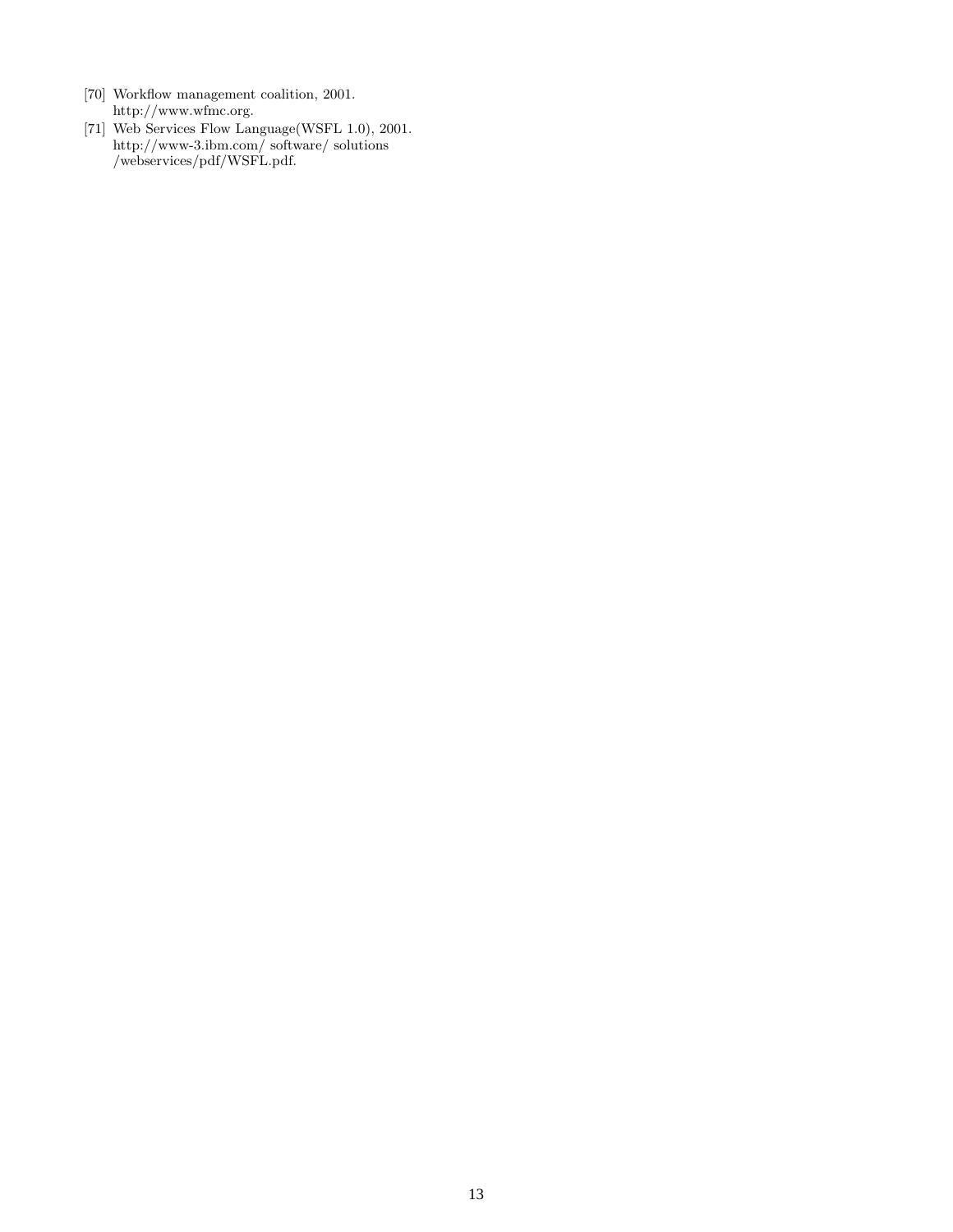[70] Workflow management coalition, 2001. http://www.wfmc.org.

[71] Web Services Flow Language(WSFL 1.0), 2001. http://www-3.ibm.com/ software/ solutions /webservices/pdf/WSFL.pdf.